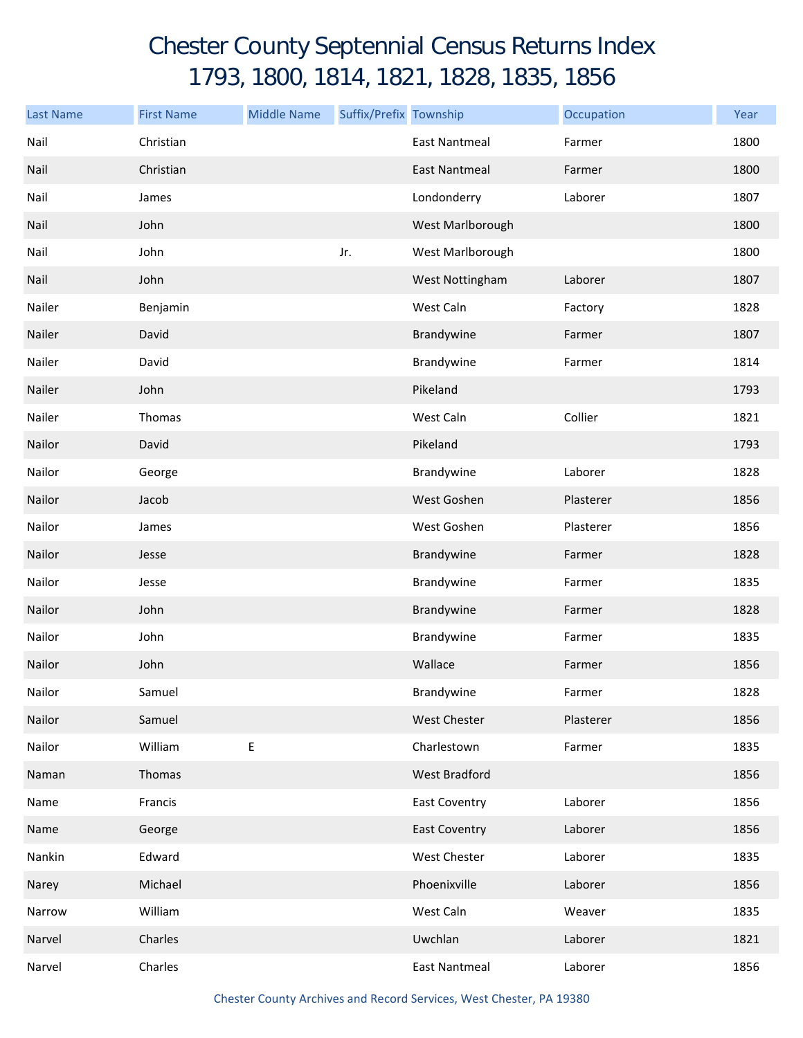# Chester County Septennial Census Returns Index
# 1793, 1800, 1814, 1821, 1828, 1835, 1856

| Last Name | First Name | Middle Name | Suffix/Prefix | Township | Occupation | Year |
|---|---|---|---|---|---|---|
| Nail | Christian | | | East Nantmeal | Farmer | 1800 |
| Nail | Christian | | | East Nantmeal | Farmer | 1800 |
| Nail | James | | | Londonderry | Laborer | 1807 |
| Nail | John | | | West Marlborough | | 1800 |
| Nail | John | | Jr. | West Marlborough | | 1800 |
| Nail | John | | | West Nottingham | Laborer | 1807 |
| Nailer | Benjamin | | | West Caln | Factory | 1828 |
| Nailer | David | | | Brandywine | Farmer | 1807 |
| Nailer | David | | | Brandywine | Farmer | 1814 |
| Nailer | John | | | Pikeland | | 1793 |
| Nailer | Thomas | | | West Caln | Collier | 1821 |
| Nailor | David | | | Pikeland | | 1793 |
| Nailor | George | | | Brandywine | Laborer | 1828 |
| Nailor | Jacob | | | West Goshen | Plasterer | 1856 |
| Nailor | James | | | West Goshen | Plasterer | 1856 |
| Nailor | Jesse | | | Brandywine | Farmer | 1828 |
| Nailor | Jesse | | | Brandywine | Farmer | 1835 |
| Nailor | John | | | Brandywine | Farmer | 1828 |
| Nailor | John | | | Brandywine | Farmer | 1835 |
| Nailor | John | | | Wallace | Farmer | 1856 |
| Nailor | Samuel | | | Brandywine | Farmer | 1828 |
| Nailor | Samuel | | | West Chester | Plasterer | 1856 |
| Nailor | William | E | | Charlestown | Farmer | 1835 |
| Naman | Thomas | | | West Bradford | | 1856 |
| Name | Francis | | | East Coventry | Laborer | 1856 |
| Name | George | | | East Coventry | Laborer | 1856 |
| Nankin | Edward | | | West Chester | Laborer | 1835 |
| Narey | Michael | | | Phoenixville | Laborer | 1856 |
| Narrow | William | | | West Caln | Weaver | 1835 |
| Narvel | Charles | | | Uwchlan | Laborer | 1821 |
| Narvel | Charles | | | East Nantmeal | Laborer | 1856 |

Chester County Archives and Record Services, West Chester, PA 19380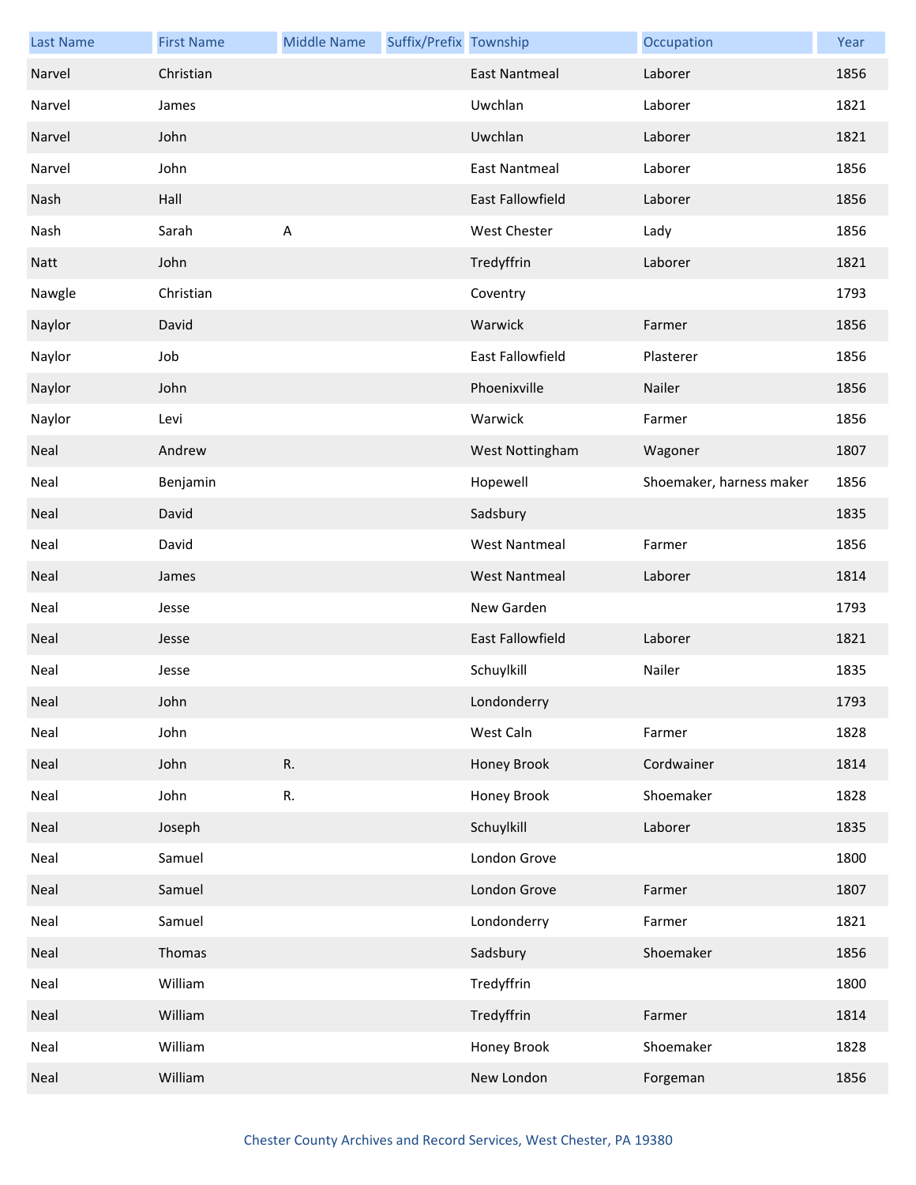| Last Name | First Name | Middle Name | Suffix/Prefix | Township | Occupation | Year |
|---|---|---|---|---|---|---|
| Narvel | Christian | | | East Nantmeal | Laborer | 1856 |
| Narvel | James | | | Uwchlan | Laborer | 1821 |
| Narvel | John | | | Uwchlan | Laborer | 1821 |
| Narvel | John | | | East Nantmeal | Laborer | 1856 |
| Nash | Hall | | | East Fallowfield | Laborer | 1856 |
| Nash | Sarah | A | | West Chester | Lady | 1856 |
| Natt | John | | | Tredyffrin | Laborer | 1821 |
| Nawgle | Christian | | | Coventry | | 1793 |
| Naylor | David | | | Warwick | Farmer | 1856 |
| Naylor | Job | | | East Fallowfield | Plasterer | 1856 |
| Naylor | John | | | Phoenixville | Nailer | 1856 |
| Naylor | Levi | | | Warwick | Farmer | 1856 |
| Neal | Andrew | | | West Nottingham | Wagoner | 1807 |
| Neal | Benjamin | | | Hopewell | Shoemaker, harness maker | 1856 |
| Neal | David | | | Sadsbury | | 1835 |
| Neal | David | | | West Nantmeal | Farmer | 1856 |
| Neal | James | | | West Nantmeal | Laborer | 1814 |
| Neal | Jesse | | | New Garden | | 1793 |
| Neal | Jesse | | | East Fallowfield | Laborer | 1821 |
| Neal | Jesse | | | Schuylkill | Nailer | 1835 |
| Neal | John | | | Londonderry | | 1793 |
| Neal | John | | | West Caln | Farmer | 1828 |
| Neal | John | R. | | Honey Brook | Cordwainer | 1814 |
| Neal | John | R. | | Honey Brook | Shoemaker | 1828 |
| Neal | Joseph | | | Schuylkill | Laborer | 1835 |
| Neal | Samuel | | | London Grove | | 1800 |
| Neal | Samuel | | | London Grove | Farmer | 1807 |
| Neal | Samuel | | | Londonderry | Farmer | 1821 |
| Neal | Thomas | | | Sadsbury | Shoemaker | 1856 |
| Neal | William | | | Tredyffrin | | 1800 |
| Neal | William | | | Tredyffrin | Farmer | 1814 |
| Neal | William | | | Honey Brook | Shoemaker | 1828 |
| Neal | William | | | New London | Forgeman | 1856 |

Chester County Archives and Record Services, West Chester, PA 19380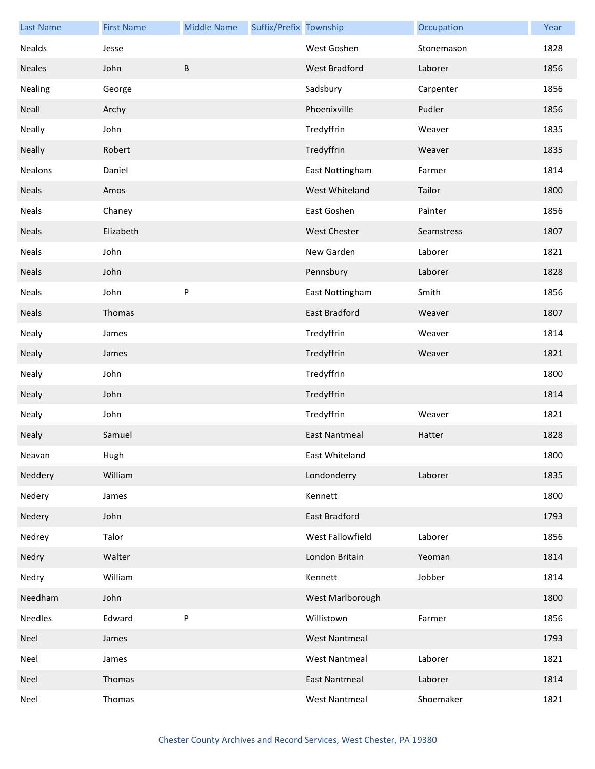| Last Name | First Name | Middle Name | Suffix/Prefix | Township | Occupation | Year |
| --- | --- | --- | --- | --- | --- | --- |
| Nealds | Jesse | | | West Goshen | Stonemason | 1828 |
| Neales | John | B | | West Bradford | Laborer | 1856 |
| Nealing | George | | | Sadsbury | Carpenter | 1856 |
| Neall | Archy | | | Phoenixville | Pudler | 1856 |
| Neally | John | | | Tredyffrin | Weaver | 1835 |
| Neally | Robert | | | Tredyffrin | Weaver | 1835 |
| Nealons | Daniel | | | East Nottingham | Farmer | 1814 |
| Neals | Amos | | | West Whiteland | Tailor | 1800 |
| Neals | Chaney | | | East Goshen | Painter | 1856 |
| Neals | Elizabeth | | | West Chester | Seamstress | 1807 |
| Neals | John | | | New Garden | Laborer | 1821 |
| Neals | John | | | Pennsbury | Laborer | 1828 |
| Neals | John | P | | East Nottingham | Smith | 1856 |
| Neals | Thomas | | | East Bradford | Weaver | 1807 |
| Nealy | James | | | Tredyffrin | Weaver | 1814 |
| Nealy | James | | | Tredyffrin | Weaver | 1821 |
| Nealy | John | | | Tredyffrin | | 1800 |
| Nealy | John | | | Tredyffrin | | 1814 |
| Nealy | John | | | Tredyffrin | Weaver | 1821 |
| Nealy | Samuel | | | East Nantmeal | Hatter | 1828 |
| Neavan | Hugh | | | East Whiteland | | 1800 |
| Neddery | William | | | Londonderry | Laborer | 1835 |
| Nedery | James | | | Kennett | | 1800 |
| Nedery | John | | | East Bradford | | 1793 |
| Nedrey | Talor | | | West Fallowfield | Laborer | 1856 |
| Nedry | Walter | | | London Britain | Yeoman | 1814 |
| Nedry | William | | | Kennett | Jobber | 1814 |
| Needham | John | | | West Marlborough | | 1800 |
| Needles | Edward | P | | Willistown | Farmer | 1856 |
| Neel | James | | | West Nantmeal | | 1793 |
| Neel | James | | | West Nantmeal | Laborer | 1821 |
| Neel | Thomas | | | East Nantmeal | Laborer | 1814 |
| Neel | Thomas | | | West Nantmeal | Shoemaker | 1821 |

Chester County Archives and Record Services, West Chester, PA 19380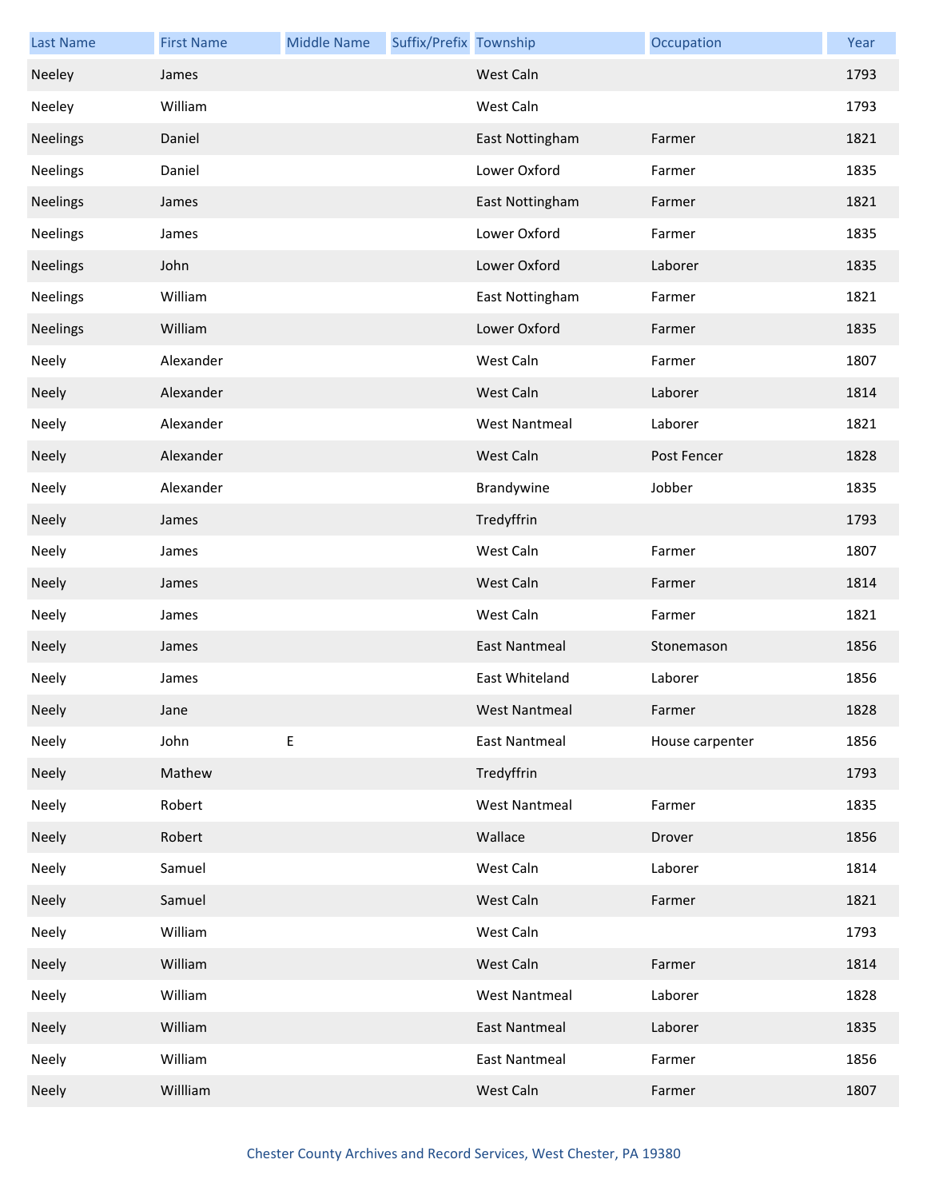| Last Name | First Name | Middle Name | Suffix/Prefix | Township | Occupation | Year |
|---|---|---|---|---|---|---|
| Neeley | James | | | West Caln | | 1793 |
| Neeley | William | | | West Caln | | 1793 |
| Neelings | Daniel | | | East Nottingham | Farmer | 1821 |
| Neelings | Daniel | | | Lower Oxford | Farmer | 1835 |
| Neelings | James | | | East Nottingham | Farmer | 1821 |
| Neelings | James | | | Lower Oxford | Farmer | 1835 |
| Neelings | John | | | Lower Oxford | Laborer | 1835 |
| Neelings | William | | | East Nottingham | Farmer | 1821 |
| Neelings | William | | | Lower Oxford | Farmer | 1835 |
| Neely | Alexander | | | West Caln | Farmer | 1807 |
| Neely | Alexander | | | West Caln | Laborer | 1814 |
| Neely | Alexander | | | West Nantmeal | Laborer | 1821 |
| Neely | Alexander | | | West Caln | Post Fencer | 1828 |
| Neely | Alexander | | | Brandywine | Jobber | 1835 |
| Neely | James | | | Tredyffrin | | 1793 |
| Neely | James | | | West Caln | Farmer | 1807 |
| Neely | James | | | West Caln | Farmer | 1814 |
| Neely | James | | | West Caln | Farmer | 1821 |
| Neely | James | | | East Nantmeal | Stonemason | 1856 |
| Neely | James | | | East Whiteland | Laborer | 1856 |
| Neely | Jane | | | West Nantmeal | Farmer | 1828 |
| Neely | John | E | | East Nantmeal | House carpenter | 1856 |
| Neely | Mathew | | | Tredyffrin | | 1793 |
| Neely | Robert | | | West Nantmeal | Farmer | 1835 |
| Neely | Robert | | | Wallace | Drover | 1856 |
| Neely | Samuel | | | West Caln | Laborer | 1814 |
| Neely | Samuel | | | West Caln | Farmer | 1821 |
| Neely | William | | | West Caln | | 1793 |
| Neely | William | | | West Caln | Farmer | 1814 |
| Neely | William | | | West Nantmeal | Laborer | 1828 |
| Neely | William | | | East Nantmeal | Laborer | 1835 |
| Neely | William | | | East Nantmeal | Farmer | 1856 |
| Neely | Willliam | | | West Caln | Farmer | 1807 |

Chester County Archives and Record Services, West Chester, PA 19380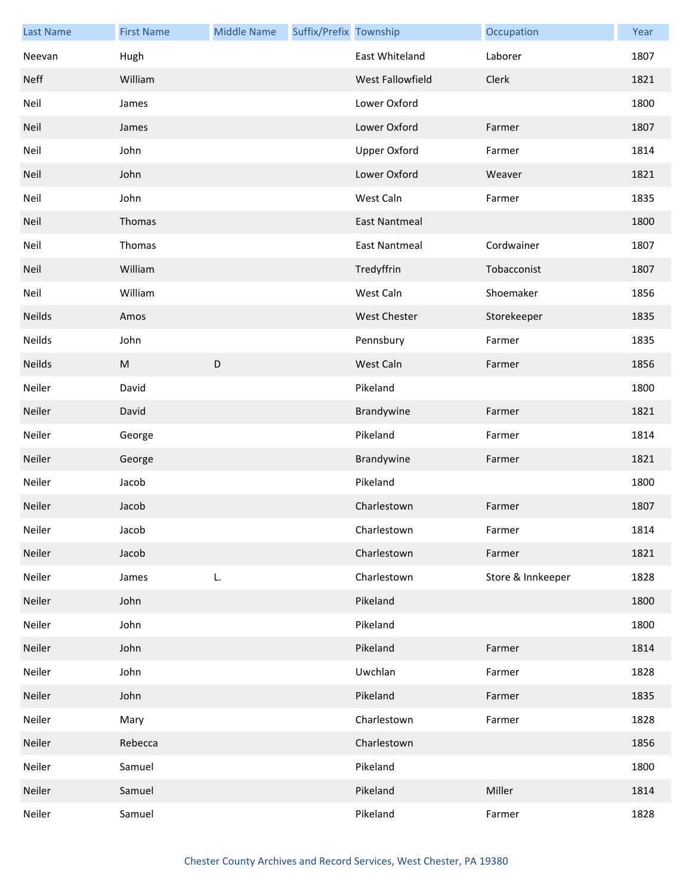| Last Name | First Name | Middle Name | Suffix/Prefix | Township | Occupation | Year |
| --- | --- | --- | --- | --- | --- | --- |
| Neevan | Hugh | | | East Whiteland | Laborer | 1807 |
| Neff | William | | | West Fallowfield | Clerk | 1821 |
| Neil | James | | | Lower Oxford | | 1800 |
| Neil | James | | | Lower Oxford | Farmer | 1807 |
| Neil | John | | | Upper Oxford | Farmer | 1814 |
| Neil | John | | | Lower Oxford | Weaver | 1821 |
| Neil | John | | | West Caln | Farmer | 1835 |
| Neil | Thomas | | | East Nantmeal | | 1800 |
| Neil | Thomas | | | East Nantmeal | Cordwainer | 1807 |
| Neil | William | | | Tredyffrin | Tobacconist | 1807 |
| Neil | William | | | West Caln | Shoemaker | 1856 |
| Neilds | Amos | | | West Chester | Storekeeper | 1835 |
| Neilds | John | | | Pennsbury | Farmer | 1835 |
| Neilds | M | D | | West Caln | Farmer | 1856 |
| Neiler | David | | | Pikeland | | 1800 |
| Neiler | David | | | Brandywine | Farmer | 1821 |
| Neiler | George | | | Pikeland | Farmer | 1814 |
| Neiler | George | | | Brandywine | Farmer | 1821 |
| Neiler | Jacob | | | Pikeland | | 1800 |
| Neiler | Jacob | | | Charlestown | Farmer | 1807 |
| Neiler | Jacob | | | Charlestown | Farmer | 1814 |
| Neiler | Jacob | | | Charlestown | Farmer | 1821 |
| Neiler | James | L. | | Charlestown | Store & Innkeeper | 1828 |
| Neiler | John | | | Pikeland | | 1800 |
| Neiler | John | | | Pikeland | | 1800 |
| Neiler | John | | | Pikeland | Farmer | 1814 |
| Neiler | John | | | Uwchlan | Farmer | 1828 |
| Neiler | John | | | Pikeland | Farmer | 1835 |
| Neiler | Mary | | | Charlestown | Farmer | 1828 |
| Neiler | Rebecca | | | Charlestown | | 1856 |
| Neiler | Samuel | | | Pikeland | | 1800 |
| Neiler | Samuel | | | Pikeland | Miller | 1814 |
| Neiler | Samuel | | | Pikeland | Farmer | 1828 |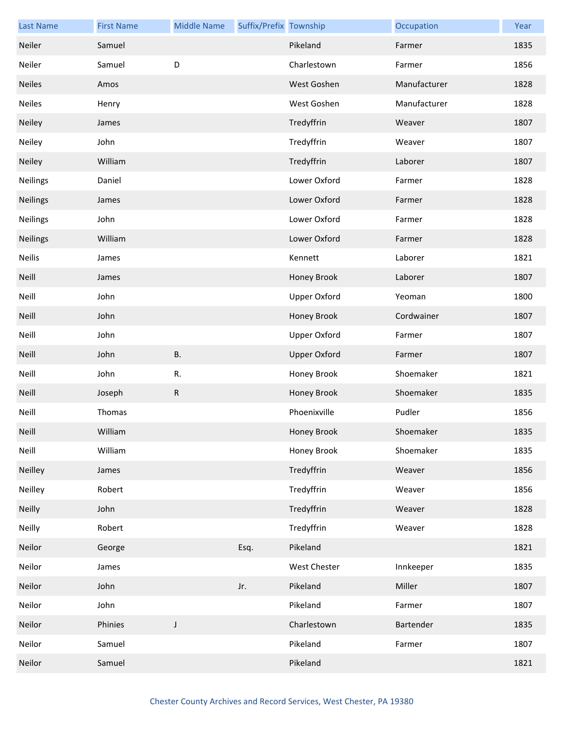| Last Name | First Name | Middle Name | Suffix/Prefix | Township | Occupation | Year |
|---|---|---|---|---|---|---|
| Neiler | Samuel | | | Pikeland | Farmer | 1835 |
| Neiler | Samuel | D | | Charlestown | Farmer | 1856 |
| Neiles | Amos | | | West Goshen | Manufacturer | 1828 |
| Neiles | Henry | | | West Goshen | Manufacturer | 1828 |
| Neiley | James | | | Tredyffrin | Weaver | 1807 |
| Neiley | John | | | Tredyffrin | Weaver | 1807 |
| Neiley | William | | | Tredyffrin | Laborer | 1807 |
| Neilings | Daniel | | | Lower Oxford | Farmer | 1828 |
| Neilings | James | | | Lower Oxford | Farmer | 1828 |
| Neilings | John | | | Lower Oxford | Farmer | 1828 |
| Neilings | William | | | Lower Oxford | Farmer | 1828 |
| Neilis | James | | | Kennett | Laborer | 1821 |
| Neill | James | | | Honey Brook | Laborer | 1807 |
| Neill | John | | | Upper Oxford | Yeoman | 1800 |
| Neill | John | | | Honey Brook | Cordwainer | 1807 |
| Neill | John | | | Upper Oxford | Farmer | 1807 |
| Neill | John | B. | | Upper Oxford | Farmer | 1807 |
| Neill | John | R. | | Honey Brook | Shoemaker | 1821 |
| Neill | Joseph | R | | Honey Brook | Shoemaker | 1835 |
| Neill | Thomas | | | Phoenixville | Pudler | 1856 |
| Neill | William | | | Honey Brook | Shoemaker | 1835 |
| Neill | William | | | Honey Brook | Shoemaker | 1835 |
| Neilley | James | | | Tredyffrin | Weaver | 1856 |
| Neilley | Robert | | | Tredyffrin | Weaver | 1856 |
| Neilly | John | | | Tredyffrin | Weaver | 1828 |
| Neilly | Robert | | | Tredyffrin | Weaver | 1828 |
| Neilor | George | | Esq. | Pikeland | | 1821 |
| Neilor | James | | | West Chester | Innkeeper | 1835 |
| Neilor | John | | Jr. | Pikeland | Miller | 1807 |
| Neilor | John | | | Pikeland | Farmer | 1807 |
| Neilor | Phinies | J | | Charlestown | Bartender | 1835 |
| Neilor | Samuel | | | Pikeland | Farmer | 1807 |
| Neilor | Samuel | | | Pikeland | | 1821 |

Chester County Archives and Record Services, West Chester, PA 19380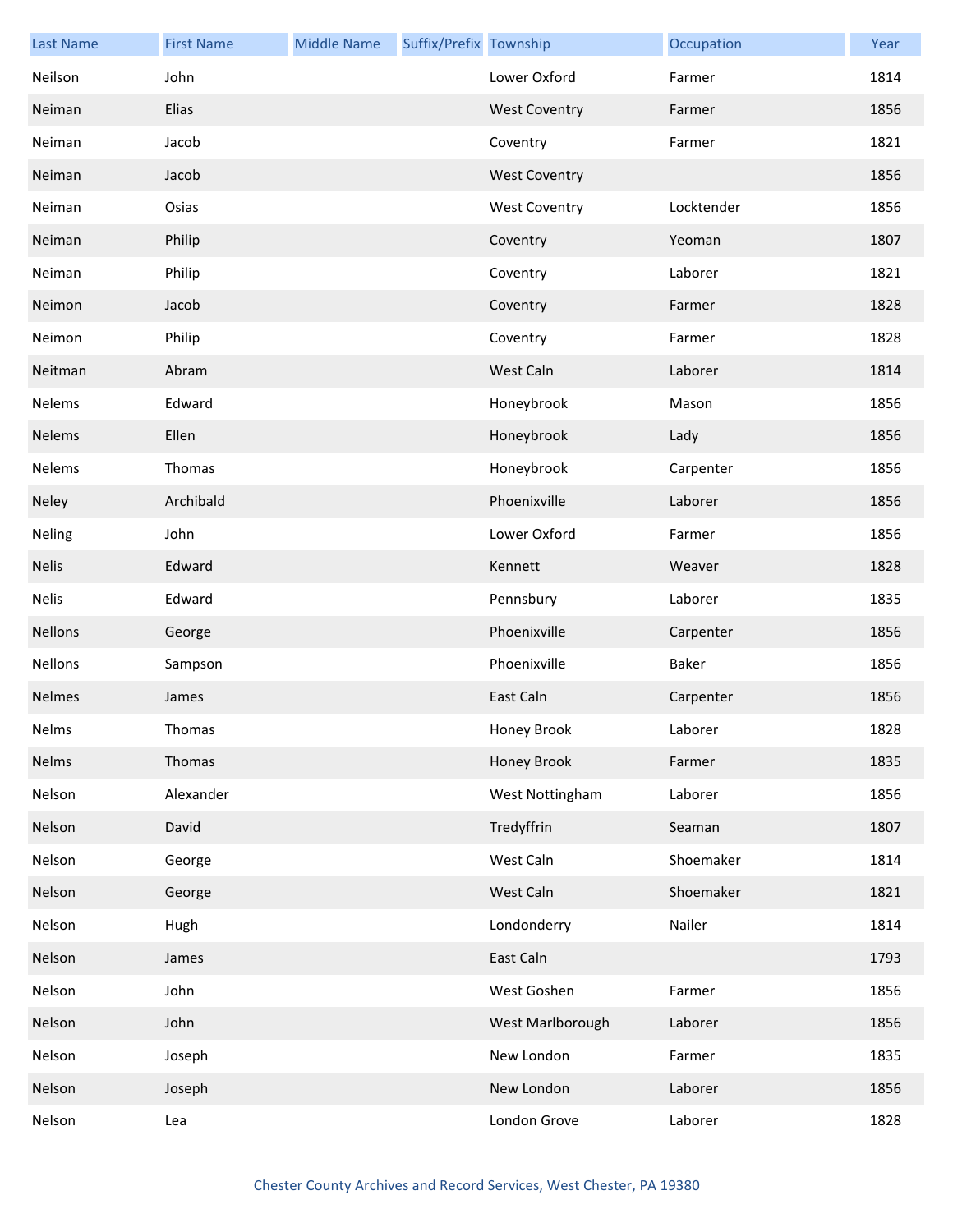| Last Name | First Name | Middle Name | Suffix/Prefix | Township | Occupation | Year |
|---|---|---|---|---|---|---|
| Neilson | John | | | Lower Oxford | Farmer | 1814 |
| Neiman | Elias | | | West Coventry | Farmer | 1856 |
| Neiman | Jacob | | | Coventry | Farmer | 1821 |
| Neiman | Jacob | | | West Coventry | | 1856 |
| Neiman | Osias | | | West Coventry | Locktender | 1856 |
| Neiman | Philip | | | Coventry | Yeoman | 1807 |
| Neiman | Philip | | | Coventry | Laborer | 1821 |
| Neimon | Jacob | | | Coventry | Farmer | 1828 |
| Neimon | Philip | | | Coventry | Farmer | 1828 |
| Neitman | Abram | | | West Caln | Laborer | 1814 |
| Nelems | Edward | | | Honeybrook | Mason | 1856 |
| Nelems | Ellen | | | Honeybrook | Lady | 1856 |
| Nelems | Thomas | | | Honeybrook | Carpenter | 1856 |
| Neley | Archibald | | | Phoenixville | Laborer | 1856 |
| Neling | John | | | Lower Oxford | Farmer | 1856 |
| Nelis | Edward | | | Kennett | Weaver | 1828 |
| Nelis | Edward | | | Pennsbury | Laborer | 1835 |
| Nellons | George | | | Phoenixville | Carpenter | 1856 |
| Nellons | Sampson | | | Phoenixville | Baker | 1856 |
| Nelmes | James | | | East Caln | Carpenter | 1856 |
| Nelms | Thomas | | | Honey Brook | Laborer | 1828 |
| Nelms | Thomas | | | Honey Brook | Farmer | 1835 |
| Nelson | Alexander | | | West Nottingham | Laborer | 1856 |
| Nelson | David | | | Tredyffrin | Seaman | 1807 |
| Nelson | George | | | West Caln | Shoemaker | 1814 |
| Nelson | George | | | West Caln | Shoemaker | 1821 |
| Nelson | Hugh | | | Londonderry | Nailer | 1814 |
| Nelson | James | | | East Caln | | 1793 |
| Nelson | John | | | West Goshen | Farmer | 1856 |
| Nelson | John | | | West Marlborough | Laborer | 1856 |
| Nelson | Joseph | | | New London | Farmer | 1835 |
| Nelson | Joseph | | | New London | Laborer | 1856 |
| Nelson | Lea | | | London Grove | Laborer | 1828 |

Chester County Archives and Record Services, West Chester, PA 19380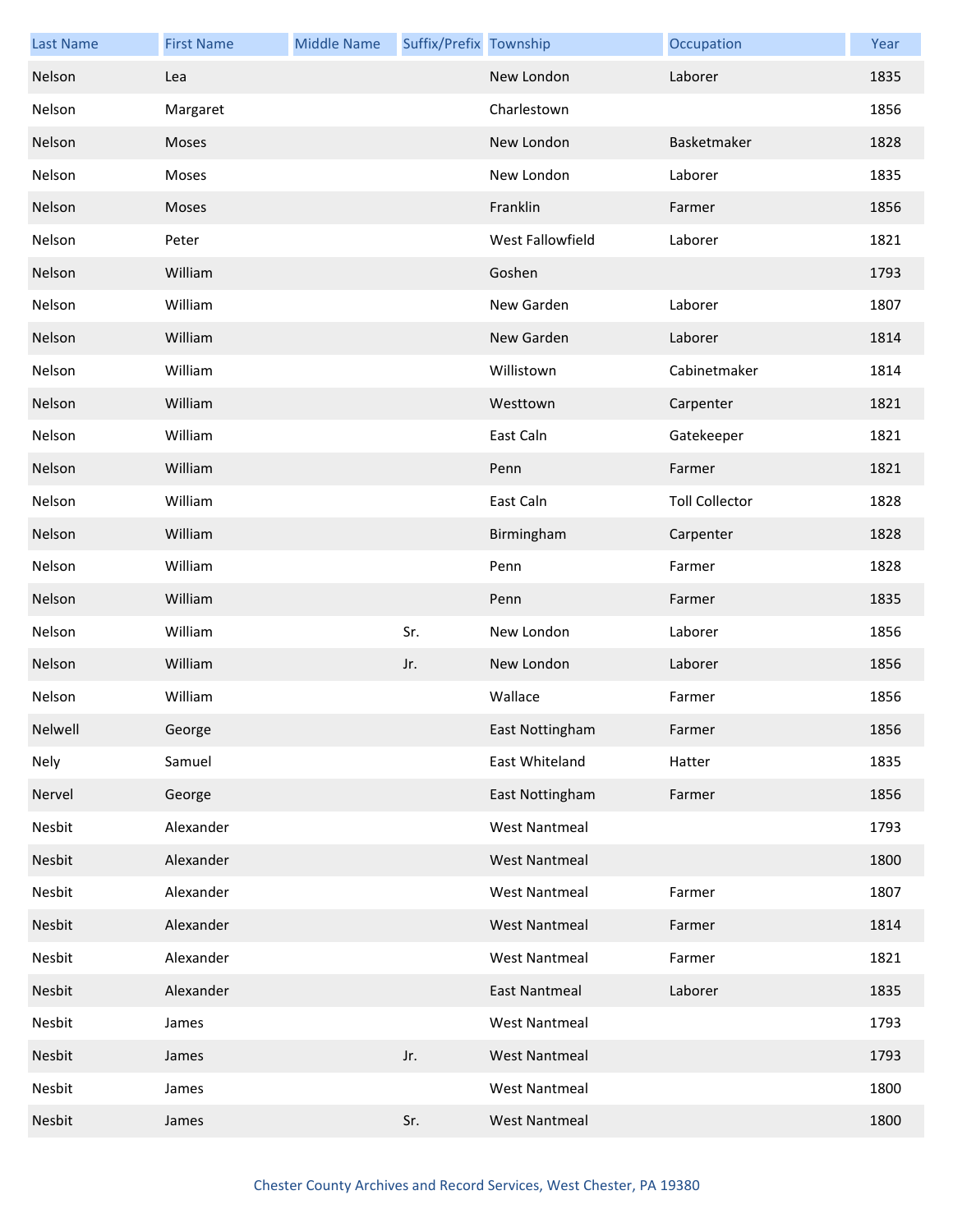| Last Name | First Name | Middle Name | Suffix/Prefix | Township | Occupation | Year |
|---|---|---|---|---|---|---|
| Nelson | Lea | | | New London | Laborer | 1835 |
| Nelson | Margaret | | | Charlestown | | 1856 |
| Nelson | Moses | | | New London | Basketmaker | 1828 |
| Nelson | Moses | | | New London | Laborer | 1835 |
| Nelson | Moses | | | Franklin | Farmer | 1856 |
| Nelson | Peter | | | West Fallowfield | Laborer | 1821 |
| Nelson | William | | | Goshen | | 1793 |
| Nelson | William | | | New Garden | Laborer | 1807 |
| Nelson | William | | | New Garden | Laborer | 1814 |
| Nelson | William | | | Willistown | Cabinetmaker | 1814 |
| Nelson | William | | | Westtown | Carpenter | 1821 |
| Nelson | William | | | East Caln | Gatekeeper | 1821 |
| Nelson | William | | | Penn | Farmer | 1821 |
| Nelson | William | | | East Caln | Toll Collector | 1828 |
| Nelson | William | | | Birmingham | Carpenter | 1828 |
| Nelson | William | | | Penn | Farmer | 1828 |
| Nelson | William | | | Penn | Farmer | 1835 |
| Nelson | William | | Sr. | New London | Laborer | 1856 |
| Nelson | William | | Jr. | New London | Laborer | 1856 |
| Nelson | William | | | Wallace | Farmer | 1856 |
| Nelwell | George | | | East Nottingham | Farmer | 1856 |
| Nely | Samuel | | | East Whiteland | Hatter | 1835 |
| Nervel | George | | | East Nottingham | Farmer | 1856 |
| Nesbit | Alexander | | | West Nantmeal | | 1793 |
| Nesbit | Alexander | | | West Nantmeal | | 1800 |
| Nesbit | Alexander | | | West Nantmeal | Farmer | 1807 |
| Nesbit | Alexander | | | West Nantmeal | Farmer | 1814 |
| Nesbit | Alexander | | | West Nantmeal | Farmer | 1821 |
| Nesbit | Alexander | | | East Nantmeal | Laborer | 1835 |
| Nesbit | James | | | West Nantmeal | | 1793 |
| Nesbit | James | | Jr. | West Nantmeal | | 1793 |
| Nesbit | James | | | West Nantmeal | | 1800 |
| Nesbit | James | | Sr. | West Nantmeal | | 1800 |

Chester County Archives and Record Services, West Chester, PA 19380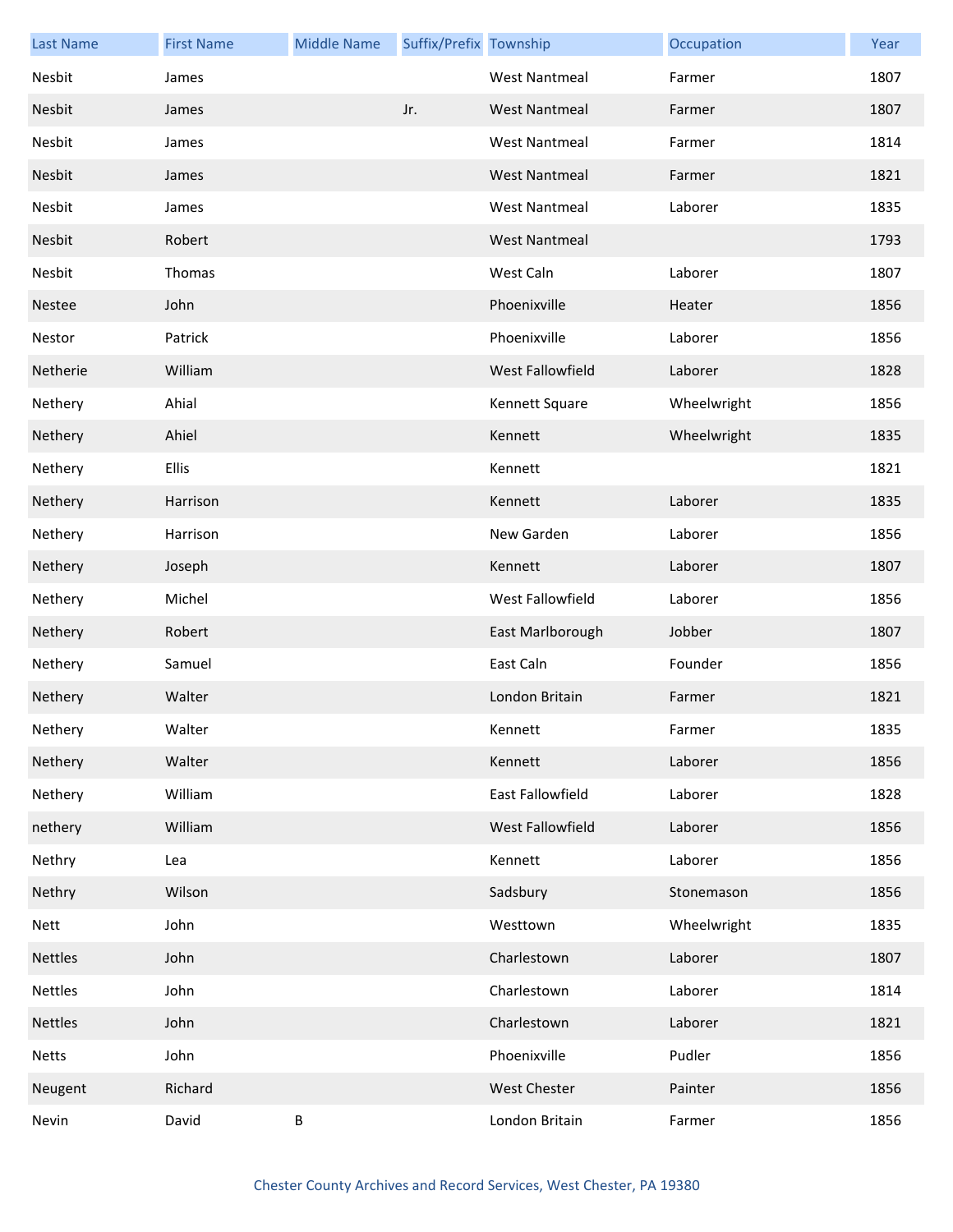| Last Name | First Name | Middle Name | Suffix/Prefix | Township | Occupation | Year |
|---|---|---|---|---|---|---|
| Nesbit | James | | | West Nantmeal | Farmer | 1807 |
| Nesbit | James | | Jr. | West Nantmeal | Farmer | 1807 |
| Nesbit | James | | | West Nantmeal | Farmer | 1814 |
| Nesbit | James | | | West Nantmeal | Farmer | 1821 |
| Nesbit | James | | | West Nantmeal | Laborer | 1835 |
| Nesbit | Robert | | | West Nantmeal | | 1793 |
| Nesbit | Thomas | | | West Caln | Laborer | 1807 |
| Nestee | John | | | Phoenixville | Heater | 1856 |
| Nestor | Patrick | | | Phoenixville | Laborer | 1856 |
| Netherie | William | | | West Fallowfield | Laborer | 1828 |
| Nethery | Ahial | | | Kennett Square | Wheelwright | 1856 |
| Nethery | Ahiel | | | Kennett | Wheelwright | 1835 |
| Nethery | Ellis | | | Kennett | | 1821 |
| Nethery | Harrison | | | Kennett | Laborer | 1835 |
| Nethery | Harrison | | | New Garden | Laborer | 1856 |
| Nethery | Joseph | | | Kennett | Laborer | 1807 |
| Nethery | Michel | | | West Fallowfield | Laborer | 1856 |
| Nethery | Robert | | | East Marlborough | Jobber | 1807 |
| Nethery | Samuel | | | East Caln | Founder | 1856 |
| Nethery | Walter | | | London Britain | Farmer | 1821 |
| Nethery | Walter | | | Kennett | Farmer | 1835 |
| Nethery | Walter | | | Kennett | Laborer | 1856 |
| Nethery | William | | | East Fallowfield | Laborer | 1828 |
| nethery | William | | | West Fallowfield | Laborer | 1856 |
| Nethry | Lea | | | Kennett | Laborer | 1856 |
| Nethry | Wilson | | | Sadsbury | Stonemason | 1856 |
| Nett | John | | | Westtown | Wheelwright | 1835 |
| Nettles | John | | | Charlestown | Laborer | 1807 |
| Nettles | John | | | Charlestown | Laborer | 1814 |
| Nettles | John | | | Charlestown | Laborer | 1821 |
| Netts | John | | | Phoenixville | Pudler | 1856 |
| Neugent | Richard | | | West Chester | Painter | 1856 |
| Nevin | David | B | | London Britain | Farmer | 1856 |

Chester County Archives and Record Services, West Chester, PA 19380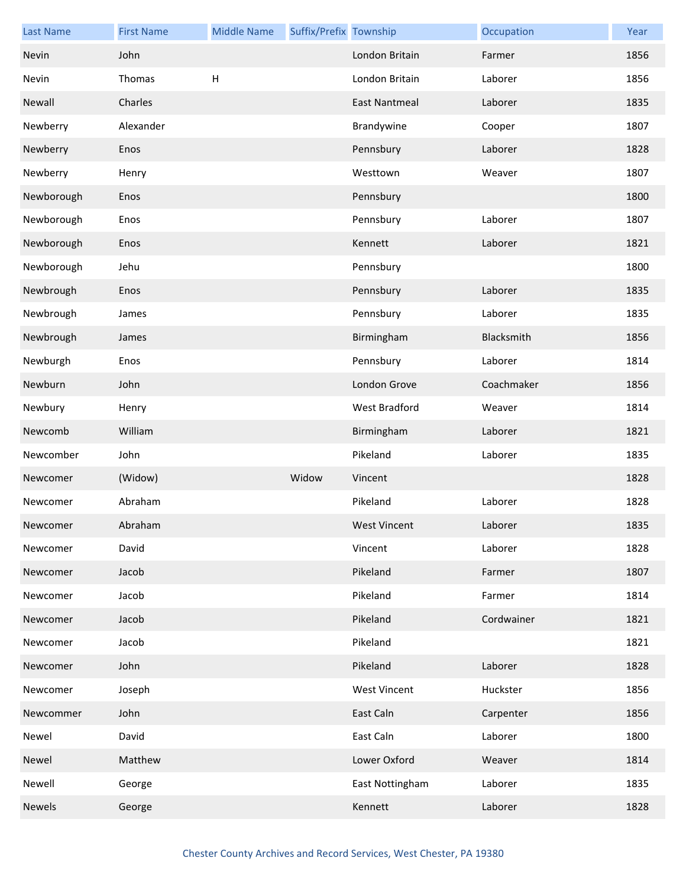| Last Name | First Name | Middle Name | Suffix/Prefix | Township | Occupation | Year |
| --- | --- | --- | --- | --- | --- | --- |
| Nevin | John | | | London Britain | Farmer | 1856 |
| Nevin | Thomas | H | | London Britain | Laborer | 1856 |
| Newall | Charles | | | East Nantmeal | Laborer | 1835 |
| Newberry | Alexander | | | Brandywine | Cooper | 1807 |
| Newberry | Enos | | | Pennsbury | Laborer | 1828 |
| Newberry | Henry | | | Westtown | Weaver | 1807 |
| Newborough | Enos | | | Pennsbury | | 1800 |
| Newborough | Enos | | | Pennsbury | Laborer | 1807 |
| Newborough | Enos | | | Kennett | Laborer | 1821 |
| Newborough | Jehu | | | Pennsbury | | 1800 |
| Newbrough | Enos | | | Pennsbury | Laborer | 1835 |
| Newbrough | James | | | Pennsbury | Laborer | 1835 |
| Newbrough | James | | | Birmingham | Blacksmith | 1856 |
| Newburgh | Enos | | | Pennsbury | Laborer | 1814 |
| Newburn | John | | | London Grove | Coachmaker | 1856 |
| Newbury | Henry | | | West Bradford | Weaver | 1814 |
| Newcomb | William | | | Birmingham | Laborer | 1821 |
| Newcomber | John | | | Pikeland | Laborer | 1835 |
| Newcomer | (Widow) | | Widow | Vincent | | 1828 |
| Newcomer | Abraham | | | Pikeland | Laborer | 1828 |
| Newcomer | Abraham | | | West Vincent | Laborer | 1835 |
| Newcomer | David | | | Vincent | Laborer | 1828 |
| Newcomer | Jacob | | | Pikeland | Farmer | 1807 |
| Newcomer | Jacob | | | Pikeland | Farmer | 1814 |
| Newcomer | Jacob | | | Pikeland | Cordwainer | 1821 |
| Newcomer | Jacob | | | Pikeland | | 1821 |
| Newcomer | John | | | Pikeland | Laborer | 1828 |
| Newcomer | Joseph | | | West Vincent | Huckster | 1856 |
| Newcommer | John | | | East Caln | Carpenter | 1856 |
| Newel | David | | | East Caln | Laborer | 1800 |
| Newel | Matthew | | | Lower Oxford | Weaver | 1814 |
| Newell | George | | | East Nottingham | Laborer | 1835 |
| Newels | George | | | Kennett | Laborer | 1828 |

Chester County Archives and Record Services, West Chester, PA 19380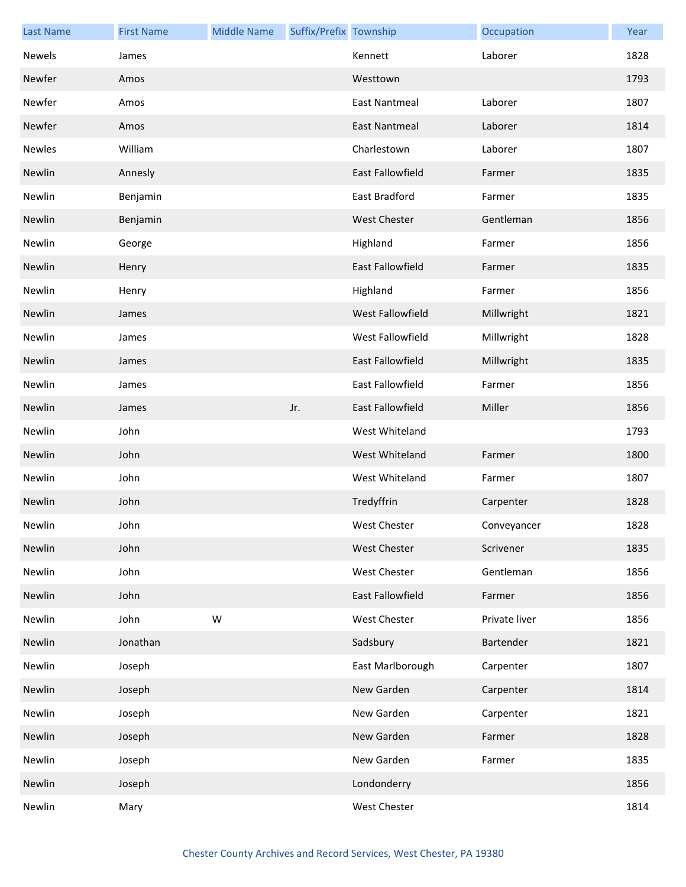| Last Name | First Name | Middle Name | Suffix/Prefix | Township | Occupation | Year |
|---|---|---|---|---|---|---|
| Newels | James | | | Kennett | Laborer | 1828 |
| Newfer | Amos | | | Westtown | | 1793 |
| Newfer | Amos | | | East Nantmeal | Laborer | 1807 |
| Newfer | Amos | | | East Nantmeal | Laborer | 1814 |
| Newles | William | | | Charlestown | Laborer | 1807 |
| Newlin | Annesly | | | East Fallowfield | Farmer | 1835 |
| Newlin | Benjamin | | | East Bradford | Farmer | 1835 |
| Newlin | Benjamin | | | West Chester | Gentleman | 1856 |
| Newlin | George | | | Highland | Farmer | 1856 |
| Newlin | Henry | | | East Fallowfield | Farmer | 1835 |
| Newlin | Henry | | | Highland | Farmer | 1856 |
| Newlin | James | | | West Fallowfield | Millwright | 1821 |
| Newlin | James | | | West Fallowfield | Millwright | 1828 |
| Newlin | James | | | East Fallowfield | Millwright | 1835 |
| Newlin | James | | | East Fallowfield | Farmer | 1856 |
| Newlin | James | | Jr. | East Fallowfield | Miller | 1856 |
| Newlin | John | | | West Whiteland | | 1793 |
| Newlin | John | | | West Whiteland | Farmer | 1800 |
| Newlin | John | | | West Whiteland | Farmer | 1807 |
| Newlin | John | | | Tredyffrin | Carpenter | 1828 |
| Newlin | John | | | West Chester | Conveyancer | 1828 |
| Newlin | John | | | West Chester | Scrivener | 1835 |
| Newlin | John | | | West Chester | Gentleman | 1856 |
| Newlin | John | | | East Fallowfield | Farmer | 1856 |
| Newlin | John | W | | West Chester | Private liver | 1856 |
| Newlin | Jonathan | | | Sadsbury | Bartender | 1821 |
| Newlin | Joseph | | | East Marlborough | Carpenter | 1807 |
| Newlin | Joseph | | | New Garden | Carpenter | 1814 |
| Newlin | Joseph | | | New Garden | Carpenter | 1821 |
| Newlin | Joseph | | | New Garden | Farmer | 1828 |
| Newlin | Joseph | | | New Garden | Farmer | 1835 |
| Newlin | Joseph | | | Londonderry | | 1856 |
| Newlin | Mary | | | West Chester | | 1814 |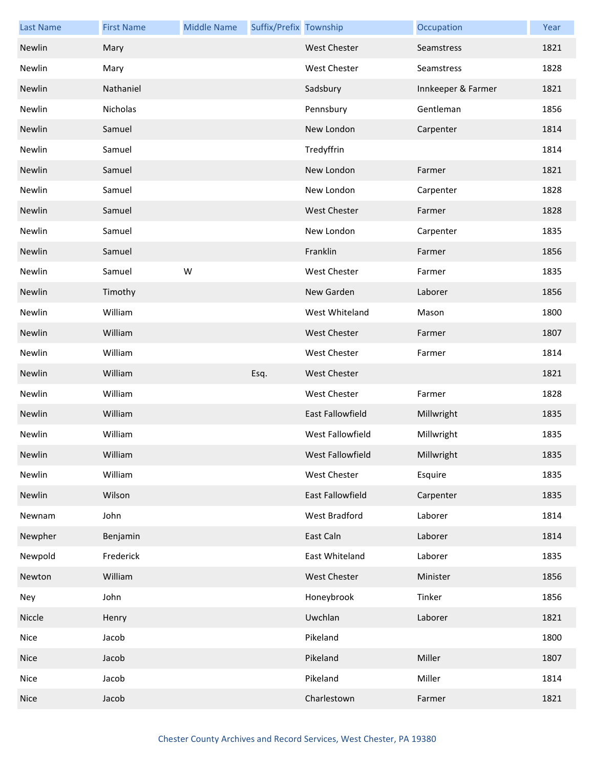| Last Name | First Name | Middle Name | Suffix/Prefix | Township | Occupation | Year |
|---|---|---|---|---|---|---|
| Newlin | Mary | | | West Chester | Seamstress | 1821 |
| Newlin | Mary | | | West Chester | Seamstress | 1828 |
| Newlin | Nathaniel | | | Sadsbury | Innkeeper & Farmer | 1821 |
| Newlin | Nicholas | | | Pennsbury | Gentleman | 1856 |
| Newlin | Samuel | | | New London | Carpenter | 1814 |
| Newlin | Samuel | | | Tredyffrin | | 1814 |
| Newlin | Samuel | | | New London | Farmer | 1821 |
| Newlin | Samuel | | | New London | Carpenter | 1828 |
| Newlin | Samuel | | | West Chester | Farmer | 1828 |
| Newlin | Samuel | | | New London | Carpenter | 1835 |
| Newlin | Samuel | | | Franklin | Farmer | 1856 |
| Newlin | Samuel | W | | West Chester | Farmer | 1835 |
| Newlin | Timothy | | | New Garden | Laborer | 1856 |
| Newlin | William | | | West Whiteland | Mason | 1800 |
| Newlin | William | | | West Chester | Farmer | 1807 |
| Newlin | William | | | West Chester | Farmer | 1814 |
| Newlin | William | | Esq. | West Chester | | 1821 |
| Newlin | William | | | West Chester | Farmer | 1828 |
| Newlin | William | | | East Fallowfield | Millwright | 1835 |
| Newlin | William | | | West Fallowfield | Millwright | 1835 |
| Newlin | William | | | West Fallowfield | Millwright | 1835 |
| Newlin | William | | | West Chester | Esquire | 1835 |
| Newlin | Wilson | | | East Fallowfield | Carpenter | 1835 |
| Newnam | John | | | West Bradford | Laborer | 1814 |
| Newpher | Benjamin | | | East Caln | Laborer | 1814 |
| Newpold | Frederick | | | East Whiteland | Laborer | 1835 |
| Newton | William | | | West Chester | Minister | 1856 |
| Ney | John | | | Honeybrook | Tinker | 1856 |
| Niccle | Henry | | | Uwchlan | Laborer | 1821 |
| Nice | Jacob | | | Pikeland | | 1800 |
| Nice | Jacob | | | Pikeland | Miller | 1807 |
| Nice | Jacob | | | Pikeland | Miller | 1814 |
| Nice | Jacob | | | Charlestown | Farmer | 1821 |

Chester County Archives and Record Services, West Chester, PA 19380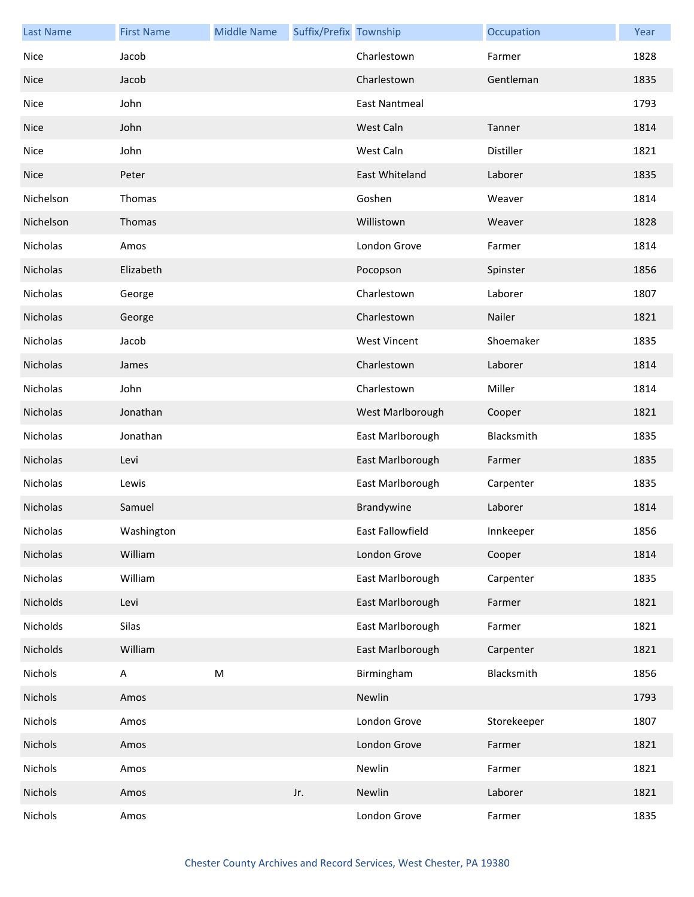| Last Name | First Name | Middle Name | Suffix/Prefix | Township | Occupation | Year |
|---|---|---|---|---|---|---|
| Nice | Jacob | | | Charlestown | Farmer | 1828 |
| Nice | Jacob | | | Charlestown | Gentleman | 1835 |
| Nice | John | | | East Nantmeal | | 1793 |
| Nice | John | | | West Caln | Tanner | 1814 |
| Nice | John | | | West Caln | Distiller | 1821 |
| Nice | Peter | | | East Whiteland | Laborer | 1835 |
| Nichelson | Thomas | | | Goshen | Weaver | 1814 |
| Nichelson | Thomas | | | Willistown | Weaver | 1828 |
| Nicholas | Amos | | | London Grove | Farmer | 1814 |
| Nicholas | Elizabeth | | | Pocopson | Spinster | 1856 |
| Nicholas | George | | | Charlestown | Laborer | 1807 |
| Nicholas | George | | | Charlestown | Nailer | 1821 |
| Nicholas | Jacob | | | West Vincent | Shoemaker | 1835 |
| Nicholas | James | | | Charlestown | Laborer | 1814 |
| Nicholas | John | | | Charlestown | Miller | 1814 |
| Nicholas | Jonathan | | | West Marlborough | Cooper | 1821 |
| Nicholas | Jonathan | | | East Marlborough | Blacksmith | 1835 |
| Nicholas | Levi | | | East Marlborough | Farmer | 1835 |
| Nicholas | Lewis | | | East Marlborough | Carpenter | 1835 |
| Nicholas | Samuel | | | Brandywine | Laborer | 1814 |
| Nicholas | Washington | | | East Fallowfield | Innkeeper | 1856 |
| Nicholas | William | | | London Grove | Cooper | 1814 |
| Nicholas | William | | | East Marlborough | Carpenter | 1835 |
| Nicholds | Levi | | | East Marlborough | Farmer | 1821 |
| Nicholds | Silas | | | East Marlborough | Farmer | 1821 |
| Nicholds | William | | | East Marlborough | Carpenter | 1821 |
| Nichols | A | M | | Birmingham | Blacksmith | 1856 |
| Nichols | Amos | | | Newlin | | 1793 |
| Nichols | Amos | | | London Grove | Storekeeper | 1807 |
| Nichols | Amos | | | London Grove | Farmer | 1821 |
| Nichols | Amos | | | Newlin | Farmer | 1821 |
| Nichols | Amos | | Jr. | Newlin | Laborer | 1821 |
| Nichols | Amos | | | London Grove | Farmer | 1835 |

Chester County Archives and Record Services, West Chester, PA 19380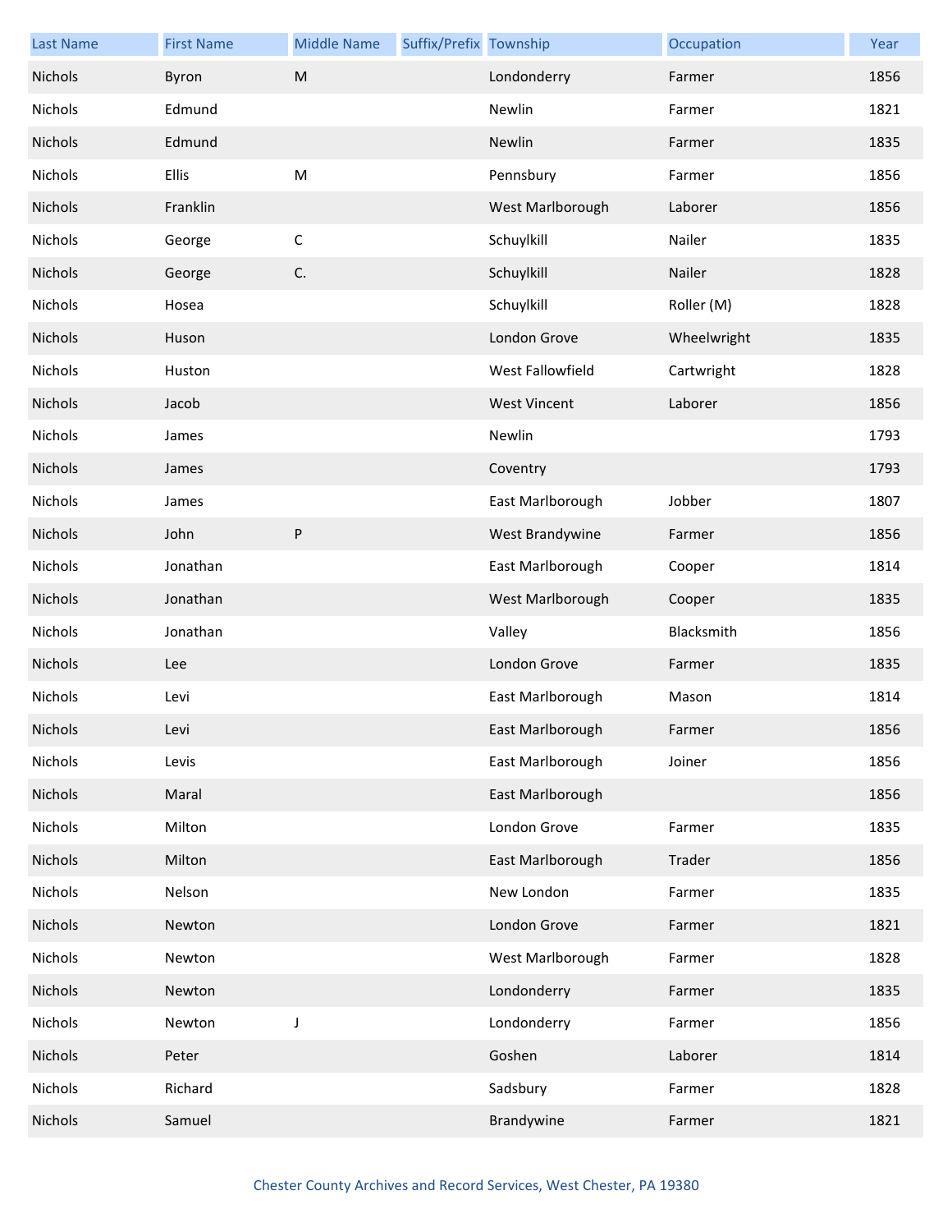| Last Name | First Name | Middle Name | Suffix/Prefix | Township | Occupation | Year |
|---|---|---|---|---|---|---|
| Nichols | Byron | M | | Londonderry | Farmer | 1856 |
| Nichols | Edmund | | | Newlin | Farmer | 1821 |
| Nichols | Edmund | | | Newlin | Farmer | 1835 |
| Nichols | Ellis | M | | Pennsbury | Farmer | 1856 |
| Nichols | Franklin | | | West Marlborough | Laborer | 1856 |
| Nichols | George | C | | Schuylkill | Nailer | 1835 |
| Nichols | George | C. | | Schuylkill | Nailer | 1828 |
| Nichols | Hosea | | | Schuylkill | Roller (M) | 1828 |
| Nichols | Huson | | | London Grove | Wheelwright | 1835 |
| Nichols | Huston | | | West Fallowfield | Cartwright | 1828 |
| Nichols | Jacob | | | West Vincent | Laborer | 1856 |
| Nichols | James | | | Newlin | | 1793 |
| Nichols | James | | | Coventry | | 1793 |
| Nichols | James | | | East Marlborough | Jobber | 1807 |
| Nichols | John | P | | West Brandywine | Farmer | 1856 |
| Nichols | Jonathan | | | East Marlborough | Cooper | 1814 |
| Nichols | Jonathan | | | West Marlborough | Cooper | 1835 |
| Nichols | Jonathan | | | Valley | Blacksmith | 1856 |
| Nichols | Lee | | | London Grove | Farmer | 1835 |
| Nichols | Levi | | | East Marlborough | Mason | 1814 |
| Nichols | Levi | | | East Marlborough | Farmer | 1856 |
| Nichols | Levis | | | East Marlborough | Joiner | 1856 |
| Nichols | Maral | | | East Marlborough | | 1856 |
| Nichols | Milton | | | London Grove | Farmer | 1835 |
| Nichols | Milton | | | East Marlborough | Trader | 1856 |
| Nichols | Nelson | | | New London | Farmer | 1835 |
| Nichols | Newton | | | London Grove | Farmer | 1821 |
| Nichols | Newton | | | West Marlborough | Farmer | 1828 |
| Nichols | Newton | | | Londonderry | Farmer | 1835 |
| Nichols | Newton | J | | Londonderry | Farmer | 1856 |
| Nichols | Peter | | | Goshen | Laborer | 1814 |
| Nichols | Richard | | | Sadsbury | Farmer | 1828 |
| Nichols | Samuel | | | Brandywine | Farmer | 1821 |

Chester County Archives and Record Services, West Chester, PA 19380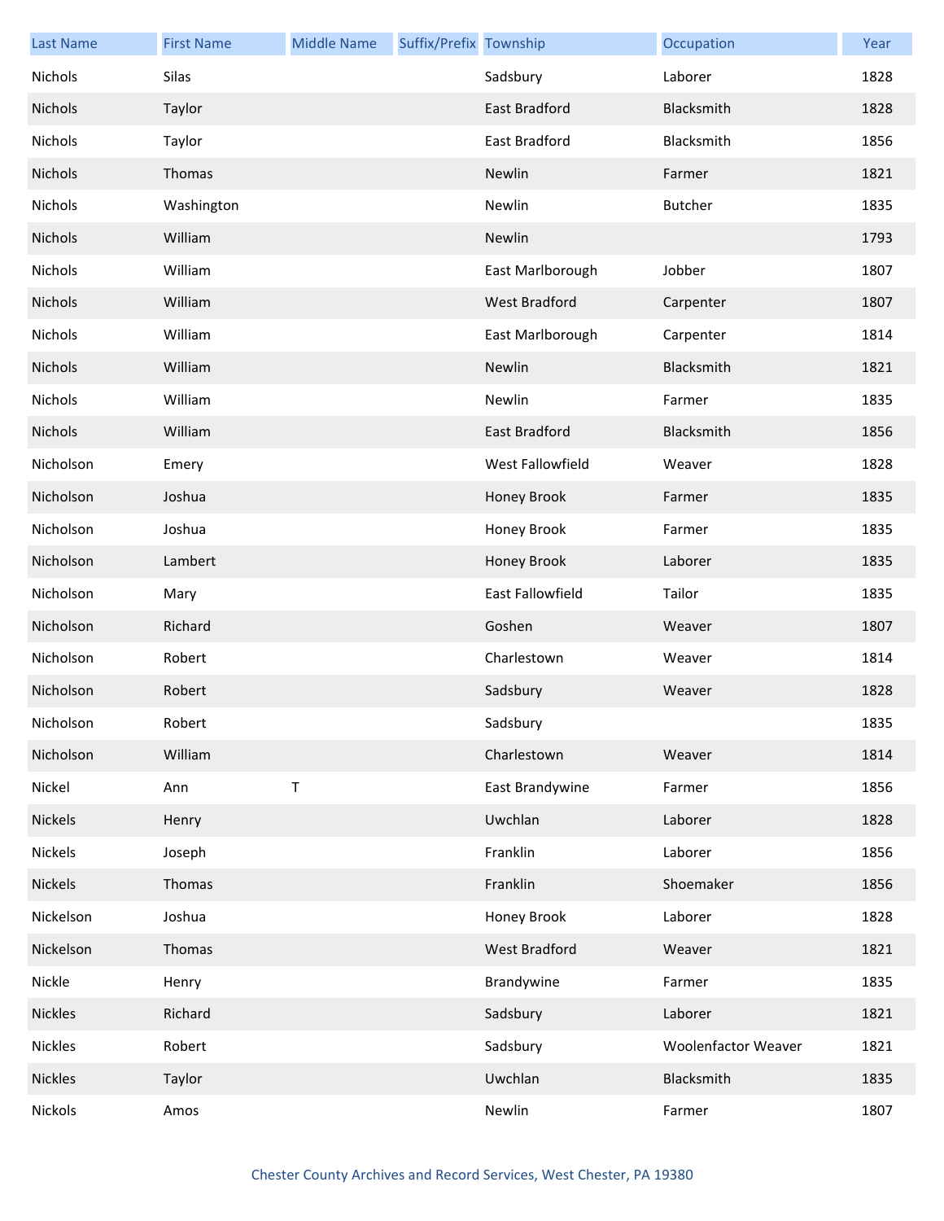| Last Name | First Name | Middle Name | Suffix/Prefix | Township | Occupation | Year |
|---|---|---|---|---|---|---|
| Nichols | Silas | | | Sadsbury | Laborer | 1828 |
| Nichols | Taylor | | | East Bradford | Blacksmith | 1828 |
| Nichols | Taylor | | | East Bradford | Blacksmith | 1856 |
| Nichols | Thomas | | | Newlin | Farmer | 1821 |
| Nichols | Washington | | | Newlin | Butcher | 1835 |
| Nichols | William | | | Newlin | | 1793 |
| Nichols | William | | | East Marlborough | Jobber | 1807 |
| Nichols | William | | | West Bradford | Carpenter | 1807 |
| Nichols | William | | | East Marlborough | Carpenter | 1814 |
| Nichols | William | | | Newlin | Blacksmith | 1821 |
| Nichols | William | | | Newlin | Farmer | 1835 |
| Nichols | William | | | East Bradford | Blacksmith | 1856 |
| Nicholson | Emery | | | West Fallowfield | Weaver | 1828 |
| Nicholson | Joshua | | | Honey Brook | Farmer | 1835 |
| Nicholson | Joshua | | | Honey Brook | Farmer | 1835 |
| Nicholson | Lambert | | | Honey Brook | Laborer | 1835 |
| Nicholson | Mary | | | East Fallowfield | Tailor | 1835 |
| Nicholson | Richard | | | Goshen | Weaver | 1807 |
| Nicholson | Robert | | | Charlestown | Weaver | 1814 |
| Nicholson | Robert | | | Sadsbury | Weaver | 1828 |
| Nicholson | Robert | | | Sadsbury | | 1835 |
| Nicholson | William | | | Charlestown | Weaver | 1814 |
| Nickel | Ann | T | | East Brandywine | Farmer | 1856 |
| Nickels | Henry | | | Uwchlan | Laborer | 1828 |
| Nickels | Joseph | | | Franklin | Laborer | 1856 |
| Nickels | Thomas | | | Franklin | Shoemaker | 1856 |
| Nickelson | Joshua | | | Honey Brook | Laborer | 1828 |
| Nickelson | Thomas | | | West Bradford | Weaver | 1821 |
| Nickle | Henry | | | Brandywine | Farmer | 1835 |
| Nickles | Richard | | | Sadsbury | Laborer | 1821 |
| Nickles | Robert | | | Sadsbury | Woolenfactor Weaver | 1821 |
| Nickles | Taylor | | | Uwchlan | Blacksmith | 1835 |
| Nickols | Amos | | | Newlin | Farmer | 1807 |

Chester County Archives and Record Services, West Chester, PA 19380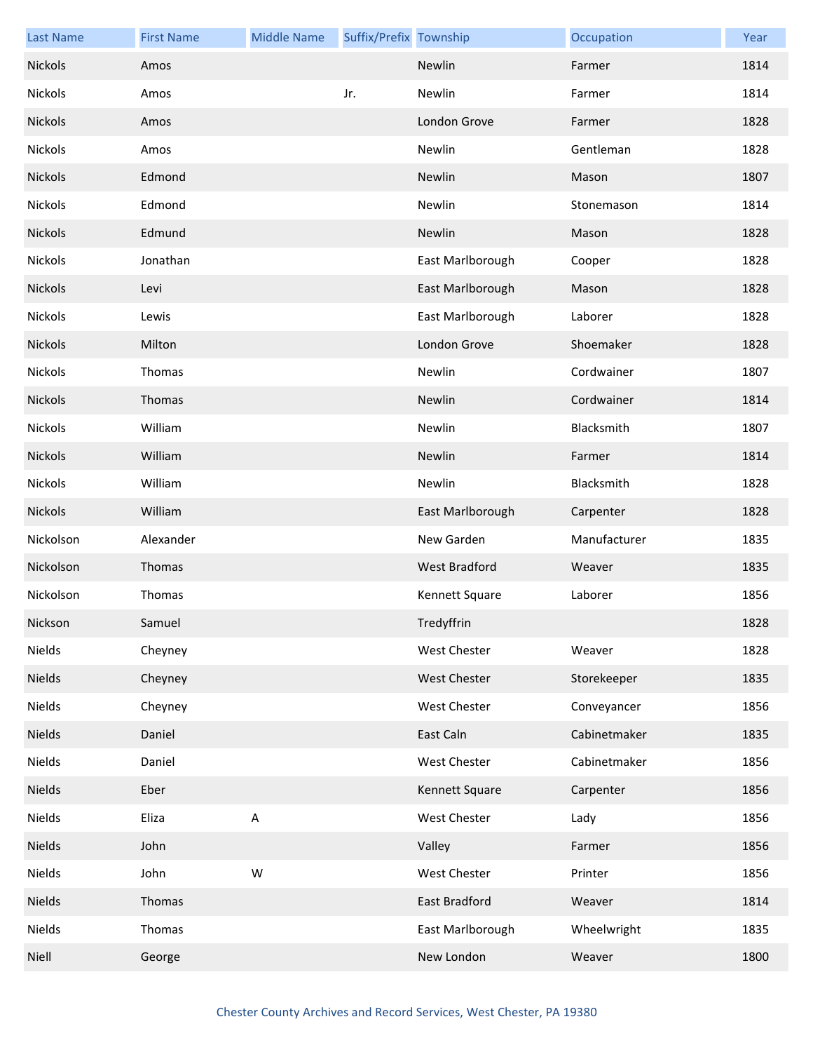| Last Name | First Name | Middle Name | Suffix/Prefix | Township | Occupation | Year |
| --- | --- | --- | --- | --- | --- | --- |
| Nickols | Amos | | | Newlin | Farmer | 1814 |
| Nickols | Amos | | Jr. | Newlin | Farmer | 1814 |
| Nickols | Amos | | | London Grove | Farmer | 1828 |
| Nickols | Amos | | | Newlin | Gentleman | 1828 |
| Nickols | Edmond | | | Newlin | Mason | 1807 |
| Nickols | Edmond | | | Newlin | Stonemason | 1814 |
| Nickols | Edmund | | | Newlin | Mason | 1828 |
| Nickols | Jonathan | | | East Marlborough | Cooper | 1828 |
| Nickols | Levi | | | East Marlborough | Mason | 1828 |
| Nickols | Lewis | | | East Marlborough | Laborer | 1828 |
| Nickols | Milton | | | London Grove | Shoemaker | 1828 |
| Nickols | Thomas | | | Newlin | Cordwainer | 1807 |
| Nickols | Thomas | | | Newlin | Cordwainer | 1814 |
| Nickols | William | | | Newlin | Blacksmith | 1807 |
| Nickols | William | | | Newlin | Farmer | 1814 |
| Nickols | William | | | Newlin | Blacksmith | 1828 |
| Nickols | William | | | East Marlborough | Carpenter | 1828 |
| Nickolson | Alexander | | | New Garden | Manufacturer | 1835 |
| Nickolson | Thomas | | | West Bradford | Weaver | 1835 |
| Nickolson | Thomas | | | Kennett Square | Laborer | 1856 |
| Nickson | Samuel | | | Tredyffrin | | 1828 |
| Nields | Cheyney | | | West Chester | Weaver | 1828 |
| Nields | Cheyney | | | West Chester | Storekeeper | 1835 |
| Nields | Cheyney | | | West Chester | Conveyancer | 1856 |
| Nields | Daniel | | | East Caln | Cabinetmaker | 1835 |
| Nields | Daniel | | | West Chester | Cabinetmaker | 1856 |
| Nields | Eber | | | Kennett Square | Carpenter | 1856 |
| Nields | Eliza | A | | West Chester | Lady | 1856 |
| Nields | John | | | Valley | Farmer | 1856 |
| Nields | John | W | | West Chester | Printer | 1856 |
| Nields | Thomas | | | East Bradford | Weaver | 1814 |
| Nields | Thomas | | | East Marlborough | Wheelwright | 1835 |
| Niell | George | | | New London | Weaver | 1800 |

Chester County Archives and Record Services, West Chester, PA 19380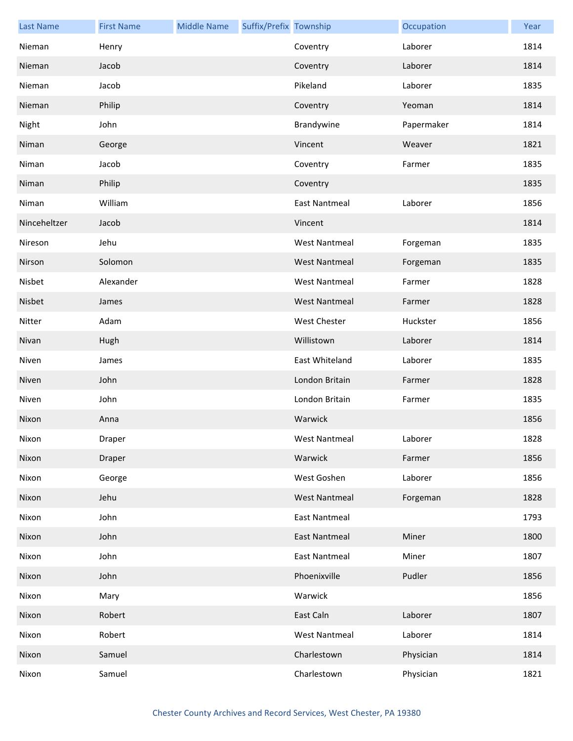| Last Name | First Name | Middle Name | Suffix/Prefix | Township | Occupation | Year |
| --- | --- | --- | --- | --- | --- | --- |
| Nieman | Henry | | | Coventry | Laborer | 1814 |
| Nieman | Jacob | | | Coventry | Laborer | 1814 |
| Nieman | Jacob | | | Pikeland | Laborer | 1835 |
| Nieman | Philip | | | Coventry | Yeoman | 1814 |
| Night | John | | | Brandywine | Papermaker | 1814 |
| Niman | George | | | Vincent | Weaver | 1821 |
| Niman | Jacob | | | Coventry | Farmer | 1835 |
| Niman | Philip | | | Coventry | | 1835 |
| Niman | William | | | East Nantmeal | Laborer | 1856 |
| Ninceheltzer | Jacob | | | Vincent | | 1814 |
| Nireson | Jehu | | | West Nantmeal | Forgeman | 1835 |
| Nirson | Solomon | | | West Nantmeal | Forgeman | 1835 |
| Nisbet | Alexander | | | West Nantmeal | Farmer | 1828 |
| Nisbet | James | | | West Nantmeal | Farmer | 1828 |
| Nitter | Adam | | | West Chester | Huckster | 1856 |
| Nivan | Hugh | | | Willistown | Laborer | 1814 |
| Niven | James | | | East Whiteland | Laborer | 1835 |
| Niven | John | | | London Britain | Farmer | 1828 |
| Niven | John | | | London Britain | Farmer | 1835 |
| Nixon | Anna | | | Warwick | | 1856 |
| Nixon | Draper | | | West Nantmeal | Laborer | 1828 |
| Nixon | Draper | | | Warwick | Farmer | 1856 |
| Nixon | George | | | West Goshen | Laborer | 1856 |
| Nixon | Jehu | | | West Nantmeal | Forgeman | 1828 |
| Nixon | John | | | East Nantmeal | | 1793 |
| Nixon | John | | | East Nantmeal | Miner | 1800 |
| Nixon | John | | | East Nantmeal | Miner | 1807 |
| Nixon | John | | | Phoenixville | Pudler | 1856 |
| Nixon | Mary | | | Warwick | | 1856 |
| Nixon | Robert | | | East Caln | Laborer | 1807 |
| Nixon | Robert | | | West Nantmeal | Laborer | 1814 |
| Nixon | Samuel | | | Charlestown | Physician | 1814 |
| Nixon | Samuel | | | Charlestown | Physician | 1821 |

Chester County Archives and Record Services, West Chester, PA 19380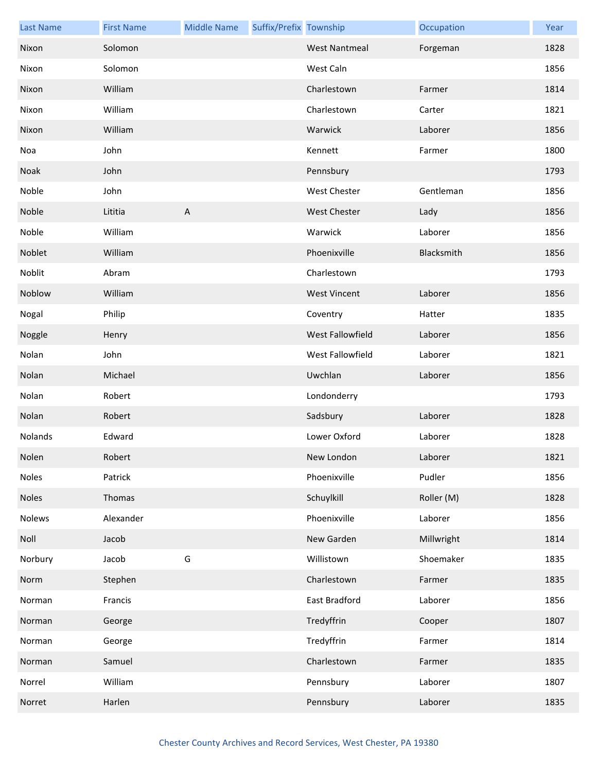| Last Name | First Name | Middle Name | Suffix/Prefix | Township | Occupation | Year |
|---|---|---|---|---|---|---|
| Nixon | Solomon | | | West Nantmeal | Forgeman | 1828 |
| Nixon | Solomon | | | West Caln | | 1856 |
| Nixon | William | | | Charlestown | Farmer | 1814 |
| Nixon | William | | | Charlestown | Carter | 1821 |
| Nixon | William | | | Warwick | Laborer | 1856 |
| Noa | John | | | Kennett | Farmer | 1800 |
| Noak | John | | | Pennsbury | | 1793 |
| Noble | John | | | West Chester | Gentleman | 1856 |
| Noble | Lititia | A | | West Chester | Lady | 1856 |
| Noble | William | | | Warwick | Laborer | 1856 |
| Noblet | William | | | Phoenixville | Blacksmith | 1856 |
| Noblit | Abram | | | Charlestown | | 1793 |
| Noblow | William | | | West Vincent | Laborer | 1856 |
| Nogal | Philip | | | Coventry | Hatter | 1835 |
| Noggle | Henry | | | West Fallowfield | Laborer | 1856 |
| Nolan | John | | | West Fallowfield | Laborer | 1821 |
| Nolan | Michael | | | Uwchlan | Laborer | 1856 |
| Nolan | Robert | | | Londonderry | | 1793 |
| Nolan | Robert | | | Sadsbury | Laborer | 1828 |
| Nolands | Edward | | | Lower Oxford | Laborer | 1828 |
| Nolen | Robert | | | New London | Laborer | 1821 |
| Noles | Patrick | | | Phoenixville | Pudler | 1856 |
| Noles | Thomas | | | Schuylkill | Roller (M) | 1828 |
| Nolews | Alexander | | | Phoenixville | Laborer | 1856 |
| Noll | Jacob | | | New Garden | Millwright | 1814 |
| Norbury | Jacob | G | | Willistown | Shoemaker | 1835 |
| Norm | Stephen | | | Charlestown | Farmer | 1835 |
| Norman | Francis | | | East Bradford | Laborer | 1856 |
| Norman | George | | | Tredyffrin | Cooper | 1807 |
| Norman | George | | | Tredyffrin | Farmer | 1814 |
| Norman | Samuel | | | Charlestown | Farmer | 1835 |
| Norrel | William | | | Pennsbury | Laborer | 1807 |
| Norret | Harlen | | | Pennsbury | Laborer | 1835 |

Chester County Archives and Record Services, West Chester, PA 19380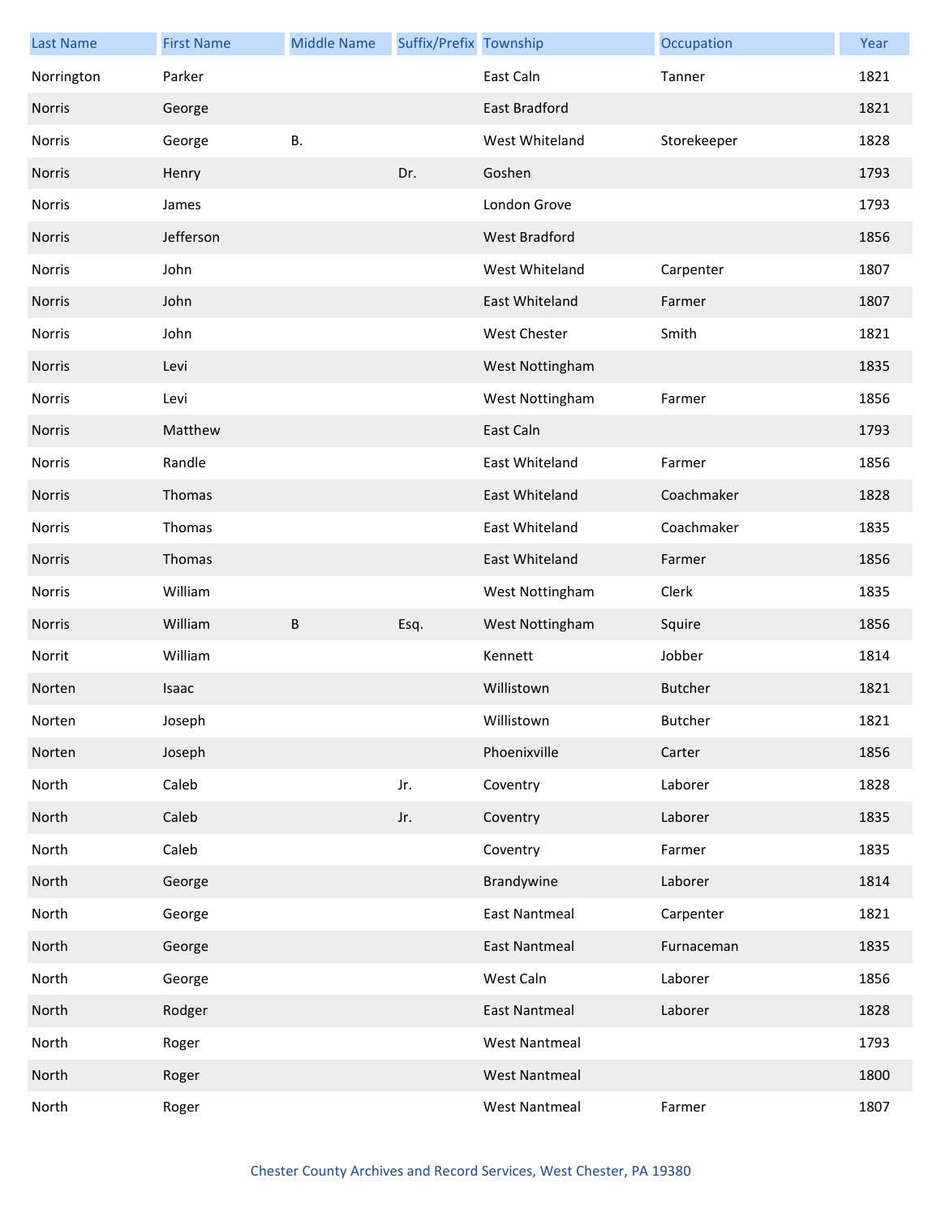| Last Name | First Name | Middle Name | Suffix/Prefix | Township | Occupation | Year |
|---|---|---|---|---|---|---|
| Norrington | Parker | | | East Caln | Tanner | 1821 |
| Norris | George | | | East Bradford | | 1821 |
| Norris | George | B. | | West Whiteland | Storekeeper | 1828 |
| Norris | Henry | | Dr. | Goshen | | 1793 |
| Norris | James | | | London Grove | | 1793 |
| Norris | Jefferson | | | West Bradford | | 1856 |
| Norris | John | | | West Whiteland | Carpenter | 1807 |
| Norris | John | | | East Whiteland | Farmer | 1807 |
| Norris | John | | | West Chester | Smith | 1821 |
| Norris | Levi | | | West Nottingham | | 1835 |
| Norris | Levi | | | West Nottingham | Farmer | 1856 |
| Norris | Matthew | | | East Caln | | 1793 |
| Norris | Randle | | | East Whiteland | Farmer | 1856 |
| Norris | Thomas | | | East Whiteland | Coachmaker | 1828 |
| Norris | Thomas | | | East Whiteland | Coachmaker | 1835 |
| Norris | Thomas | | | East Whiteland | Farmer | 1856 |
| Norris | William | | | West Nottingham | Clerk | 1835 |
| Norris | William | B | Esq. | West Nottingham | Squire | 1856 |
| Norrit | William | | | Kennett | Jobber | 1814 |
| Norten | Isaac | | | Willistown | Butcher | 1821 |
| Norten | Joseph | | | Willistown | Butcher | 1821 |
| Norten | Joseph | | | Phoenixville | Carter | 1856 |
| North | Caleb | | Jr. | Coventry | Laborer | 1828 |
| North | Caleb | | Jr. | Coventry | Laborer | 1835 |
| North | Caleb | | | Coventry | Farmer | 1835 |
| North | George | | | Brandywine | Laborer | 1814 |
| North | George | | | East Nantmeal | Carpenter | 1821 |
| North | George | | | East Nantmeal | Furnaceman | 1835 |
| North | George | | | West Caln | Laborer | 1856 |
| North | Rodger | | | East Nantmeal | Laborer | 1828 |
| North | Roger | | | West Nantmeal | | 1793 |
| North | Roger | | | West Nantmeal | | 1800 |
| North | Roger | | | West Nantmeal | Farmer | 1807 |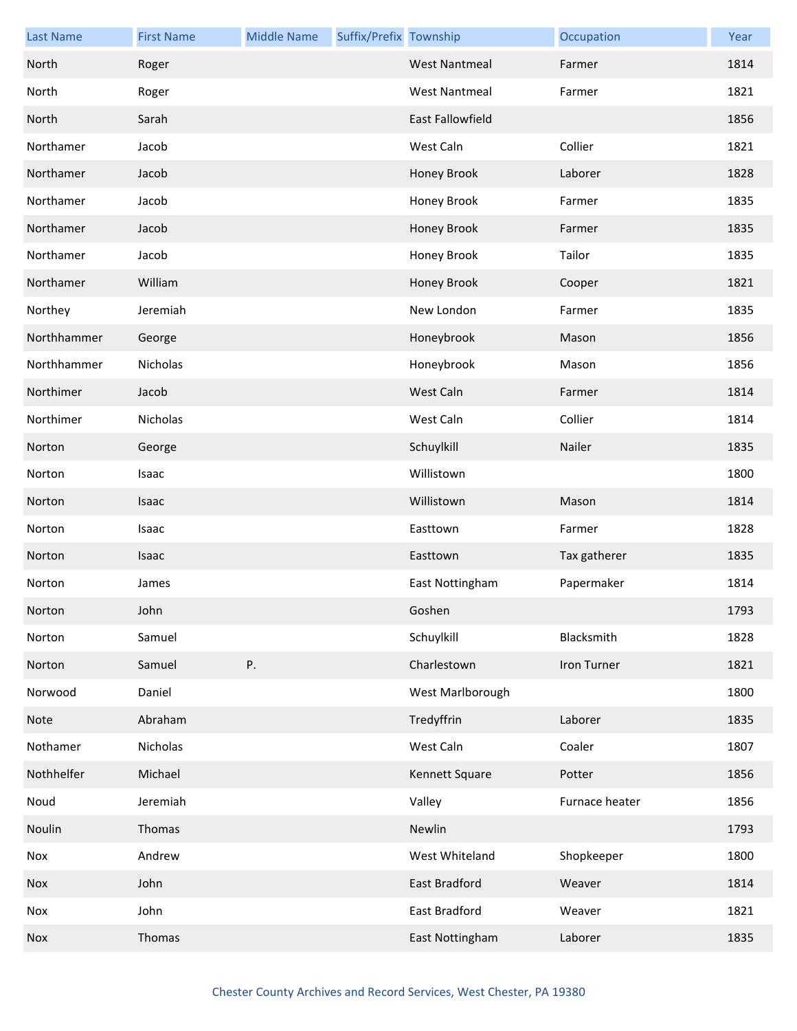| Last Name | First Name | Middle Name | Suffix/Prefix | Township | Occupation | Year |
|---|---|---|---|---|---|---|
| North | Roger | | | West Nantmeal | Farmer | 1814 |
| North | Roger | | | West Nantmeal | Farmer | 1821 |
| North | Sarah | | | East Fallowfield | | 1856 |
| Northamer | Jacob | | | West Caln | Collier | 1821 |
| Northamer | Jacob | | | Honey Brook | Laborer | 1828 |
| Northamer | Jacob | | | Honey Brook | Farmer | 1835 |
| Northamer | Jacob | | | Honey Brook | Farmer | 1835 |
| Northamer | Jacob | | | Honey Brook | Tailor | 1835 |
| Northamer | William | | | Honey Brook | Cooper | 1821 |
| Northey | Jeremiah | | | New London | Farmer | 1835 |
| Northhammer | George | | | Honeybrook | Mason | 1856 |
| Northhammer | Nicholas | | | Honeybrook | Mason | 1856 |
| Northimer | Jacob | | | West Caln | Farmer | 1814 |
| Northimer | Nicholas | | | West Caln | Collier | 1814 |
| Norton | George | | | Schuylkill | Nailer | 1835 |
| Norton | Isaac | | | Willistown | | 1800 |
| Norton | Isaac | | | Willistown | Mason | 1814 |
| Norton | Isaac | | | Easttown | Farmer | 1828 |
| Norton | Isaac | | | Easttown | Tax gatherer | 1835 |
| Norton | James | | | East Nottingham | Papermaker | 1814 |
| Norton | John | | | Goshen | | 1793 |
| Norton | Samuel | | | Schuylkill | Blacksmith | 1828 |
| Norton | Samuel | P. | | Charlestown | Iron Turner | 1821 |
| Norwood | Daniel | | | West Marlborough | | 1800 |
| Note | Abraham | | | Tredyffrin | Laborer | 1835 |
| Nothamer | Nicholas | | | West Caln | Coaler | 1807 |
| Nothhelfer | Michael | | | Kennett Square | Potter | 1856 |
| Noud | Jeremiah | | | Valley | Furnace heater | 1856 |
| Noulin | Thomas | | | Newlin | | 1793 |
| Nox | Andrew | | | West Whiteland | Shopkeeper | 1800 |
| Nox | John | | | East Bradford | Weaver | 1814 |
| Nox | John | | | East Bradford | Weaver | 1821 |
| Nox | Thomas | | | East Nottingham | Laborer | 1835 |

Chester County Archives and Record Services, West Chester, PA 19380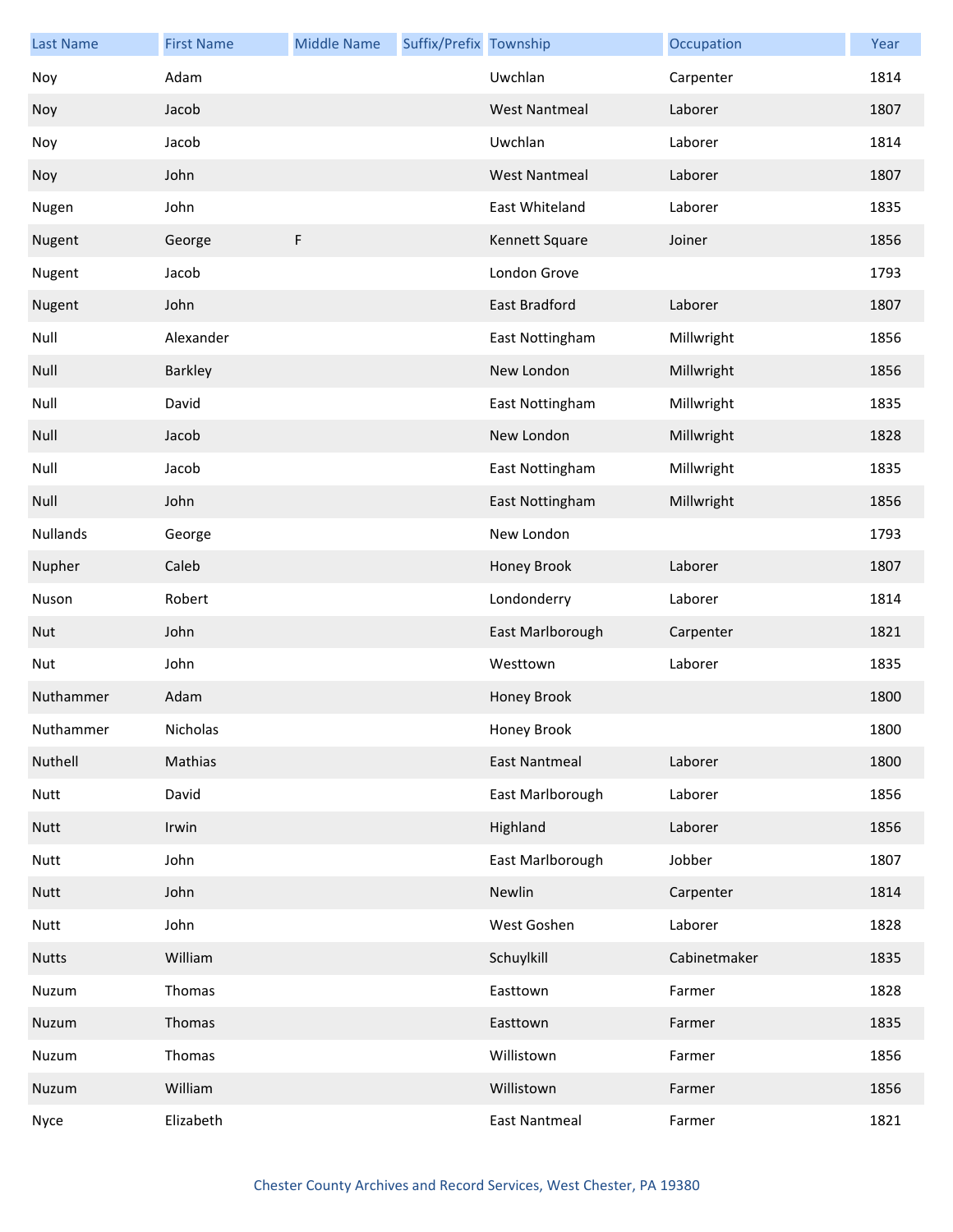| Last Name | First Name | Middle Name | Suffix/Prefix | Township | Occupation | Year |
|---|---|---|---|---|---|---|
| Noy | Adam | | | Uwchlan | Carpenter | 1814 |
| Noy | Jacob | | | West Nantmeal | Laborer | 1807 |
| Noy | Jacob | | | Uwchlan | Laborer | 1814 |
| Noy | John | | | West Nantmeal | Laborer | 1807 |
| Nugen | John | | | East Whiteland | Laborer | 1835 |
| Nugent | George | F | | Kennett Square | Joiner | 1856 |
| Nugent | Jacob | | | London Grove | | 1793 |
| Nugent | John | | | East Bradford | Laborer | 1807 |
| Null | Alexander | | | East Nottingham | Millwright | 1856 |
| Null | Barkley | | | New London | Millwright | 1856 |
| Null | David | | | East Nottingham | Millwright | 1835 |
| Null | Jacob | | | New London | Millwright | 1828 |
| Null | Jacob | | | East Nottingham | Millwright | 1835 |
| Null | John | | | East Nottingham | Millwright | 1856 |
| Nullands | George | | | New London | | 1793 |
| Nupher | Caleb | | | Honey Brook | Laborer | 1807 |
| Nuson | Robert | | | Londonderry | Laborer | 1814 |
| Nut | John | | | East Marlborough | Carpenter | 1821 |
| Nut | John | | | Westtown | Laborer | 1835 |
| Nuthammer | Adam | | | Honey Brook | | 1800 |
| Nuthammer | Nicholas | | | Honey Brook | | 1800 |
| Nuthell | Mathias | | | East Nantmeal | Laborer | 1800 |
| Nutt | David | | | East Marlborough | Laborer | 1856 |
| Nutt | Irwin | | | Highland | Laborer | 1856 |
| Nutt | John | | | East Marlborough | Jobber | 1807 |
| Nutt | John | | | Newlin | Carpenter | 1814 |
| Nutt | John | | | West Goshen | Laborer | 1828 |
| Nutts | William | | | Schuylkill | Cabinetmaker | 1835 |
| Nuzum | Thomas | | | Easttown | Farmer | 1828 |
| Nuzum | Thomas | | | Easttown | Farmer | 1835 |
| Nuzum | Thomas | | | Willistown | Farmer | 1856 |
| Nuzum | William | | | Willistown | Farmer | 1856 |
| Nyce | Elizabeth | | | East Nantmeal | Farmer | 1821 |

Chester County Archives and Record Services, West Chester, PA 19380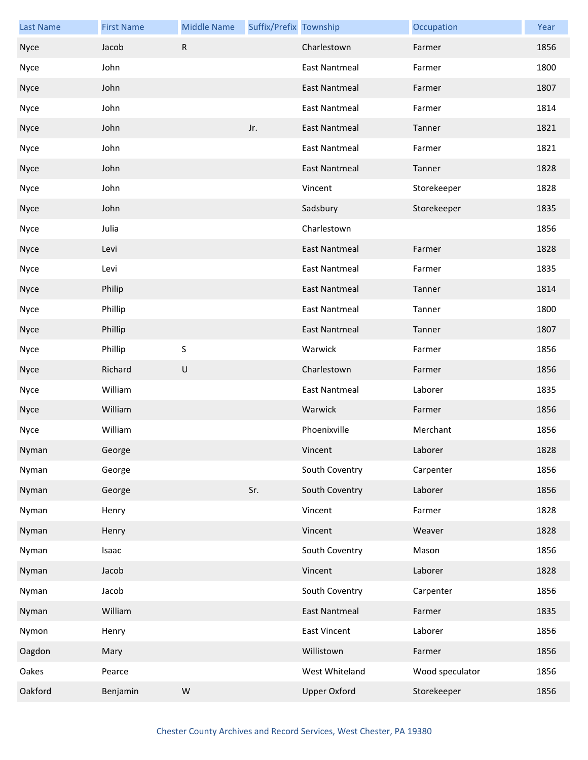| Last Name | First Name | Middle Name | Suffix/Prefix | Township | Occupation | Year |
|---|---|---|---|---|---|---|
| Nyce | Jacob | R | | Charlestown | Farmer | 1856 |
| Nyce | John | | | East Nantmeal | Farmer | 1800 |
| Nyce | John | | | East Nantmeal | Farmer | 1807 |
| Nyce | John | | | East Nantmeal | Farmer | 1814 |
| Nyce | John | | Jr. | East Nantmeal | Tanner | 1821 |
| Nyce | John | | | East Nantmeal | Farmer | 1821 |
| Nyce | John | | | East Nantmeal | Tanner | 1828 |
| Nyce | John | | | Vincent | Storekeeper | 1828 |
| Nyce | John | | | Sadsbury | Storekeeper | 1835 |
| Nyce | Julia | | | Charlestown | | 1856 |
| Nyce | Levi | | | East Nantmeal | Farmer | 1828 |
| Nyce | Levi | | | East Nantmeal | Farmer | 1835 |
| Nyce | Philip | | | East Nantmeal | Tanner | 1814 |
| Nyce | Phillip | | | East Nantmeal | Tanner | 1800 |
| Nyce | Phillip | | | East Nantmeal | Tanner | 1807 |
| Nyce | Phillip | S | | Warwick | Farmer | 1856 |
| Nyce | Richard | U | | Charlestown | Farmer | 1856 |
| Nyce | William | | | East Nantmeal | Laborer | 1835 |
| Nyce | William | | | Warwick | Farmer | 1856 |
| Nyce | William | | | Phoenixville | Merchant | 1856 |
| Nyman | George | | | Vincent | Laborer | 1828 |
| Nyman | George | | | South Coventry | Carpenter | 1856 |
| Nyman | George | | Sr. | South Coventry | Laborer | 1856 |
| Nyman | Henry | | | Vincent | Farmer | 1828 |
| Nyman | Henry | | | Vincent | Weaver | 1828 |
| Nyman | Isaac | | | South Coventry | Mason | 1856 |
| Nyman | Jacob | | | Vincent | Laborer | 1828 |
| Nyman | Jacob | | | South Coventry | Carpenter | 1856 |
| Nyman | William | | | East Nantmeal | Farmer | 1835 |
| Nymon | Henry | | | East Vincent | Laborer | 1856 |
| Oagdon | Mary | | | Willistown | Farmer | 1856 |
| Oakes | Pearce | | | West Whiteland | Wood speculator | 1856 |
| Oakford | Benjamin | W | | Upper Oxford | Storekeeper | 1856 |

Chester County Archives and Record Services, West Chester, PA 19380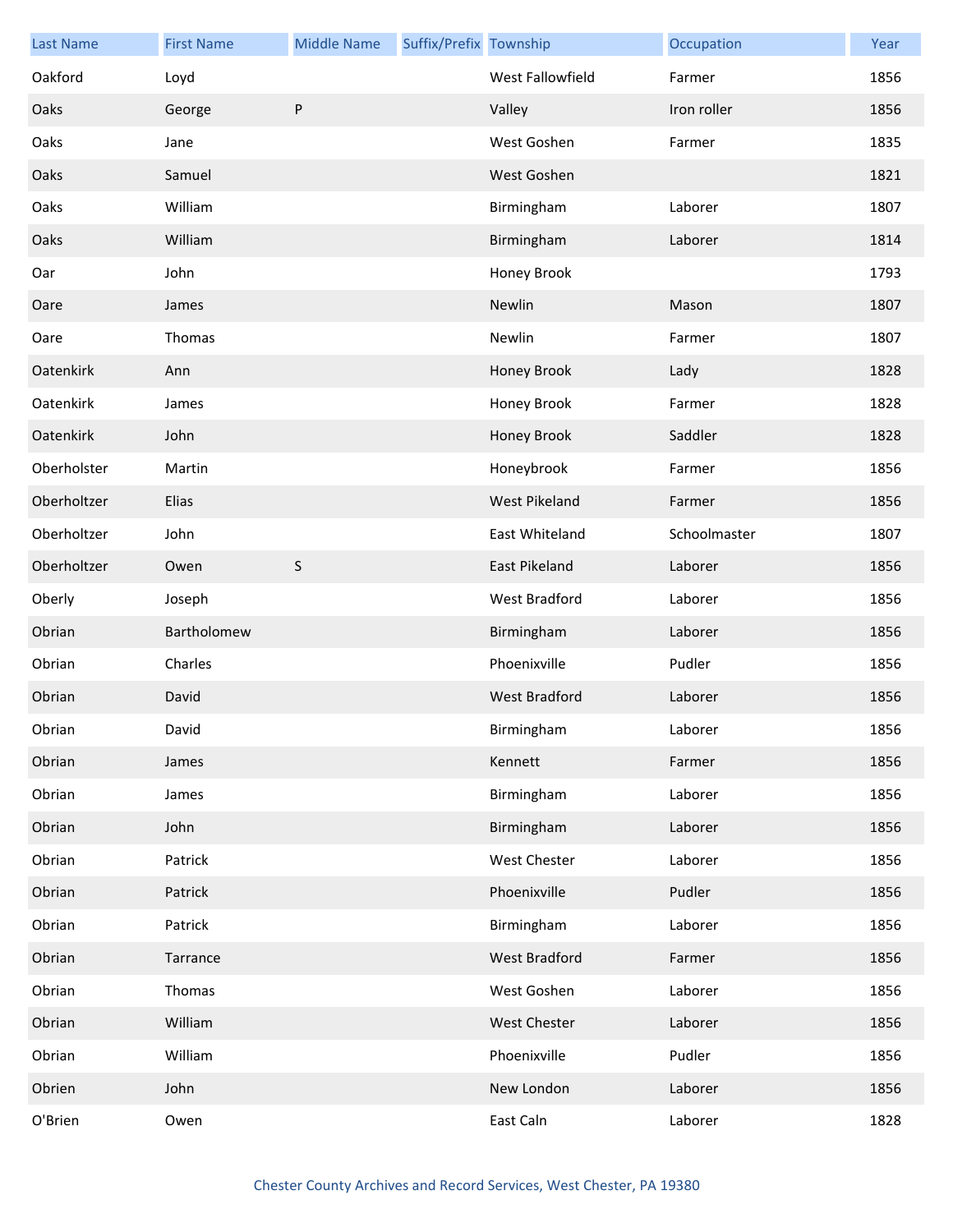| Last Name | First Name | Middle Name | Suffix/Prefix | Township | Occupation | Year |
|---|---|---|---|---|---|---|
| Oakford | Loyd | | | West Fallowfield | Farmer | 1856 |
| Oaks | George | P | | Valley | Iron roller | 1856 |
| Oaks | Jane | | | West Goshen | Farmer | 1835 |
| Oaks | Samuel | | | West Goshen | | 1821 |
| Oaks | William | | | Birmingham | Laborer | 1807 |
| Oaks | William | | | Birmingham | Laborer | 1814 |
| Oar | John | | | Honey Brook | | 1793 |
| Oare | James | | | Newlin | Mason | 1807 |
| Oare | Thomas | | | Newlin | Farmer | 1807 |
| Oatenkirk | Ann | | | Honey Brook | Lady | 1828 |
| Oatenkirk | James | | | Honey Brook | Farmer | 1828 |
| Oatenkirk | John | | | Honey Brook | Saddler | 1828 |
| Oberholster | Martin | | | Honeybrook | Farmer | 1856 |
| Oberholtzer | Elias | | | West Pikeland | Farmer | 1856 |
| Oberholtzer | John | | | East Whiteland | Schoolmaster | 1807 |
| Oberholtzer | Owen | S | | East Pikeland | Laborer | 1856 |
| Oberly | Joseph | | | West Bradford | Laborer | 1856 |
| Obrian | Bartholomew | | | Birmingham | Laborer | 1856 |
| Obrian | Charles | | | Phoenixville | Pudler | 1856 |
| Obrian | David | | | West Bradford | Laborer | 1856 |
| Obrian | David | | | Birmingham | Laborer | 1856 |
| Obrian | James | | | Kennett | Farmer | 1856 |
| Obrian | James | | | Birmingham | Laborer | 1856 |
| Obrian | John | | | Birmingham | Laborer | 1856 |
| Obrian | Patrick | | | West Chester | Laborer | 1856 |
| Obrian | Patrick | | | Phoenixville | Pudler | 1856 |
| Obrian | Patrick | | | Birmingham | Laborer | 1856 |
| Obrian | Tarrance | | | West Bradford | Farmer | 1856 |
| Obrian | Thomas | | | West Goshen | Laborer | 1856 |
| Obrian | William | | | West Chester | Laborer | 1856 |
| Obrian | William | | | Phoenixville | Pudler | 1856 |
| Obrien | John | | | New London | Laborer | 1856 |
| O'Brien | Owen | | | East Caln | Laborer | 1828 |

Chester County Archives and Record Services, West Chester, PA 19380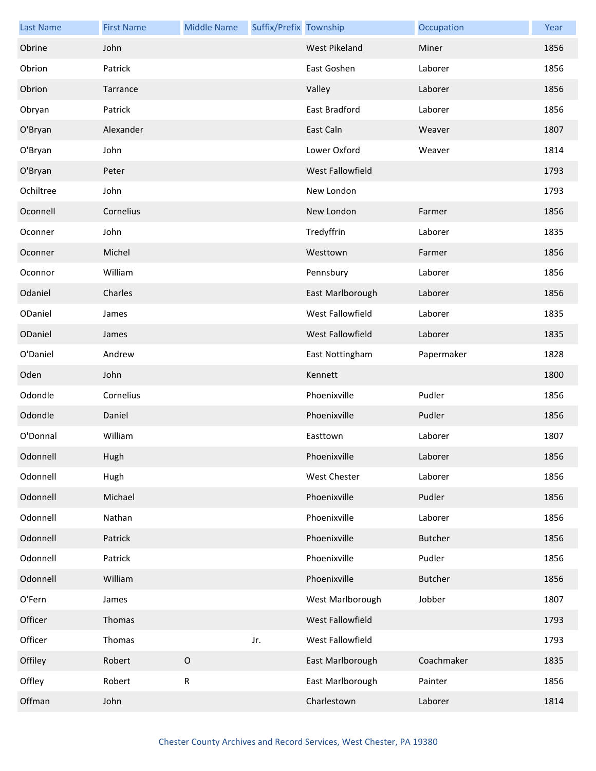| Last Name | First Name | Middle Name | Suffix/Prefix | Township | Occupation | Year |
| --- | --- | --- | --- | --- | --- | --- |
| Obrine | John | | | West Pikeland | Miner | 1856 |
| Obrion | Patrick | | | East Goshen | Laborer | 1856 |
| Obrion | Tarrance | | | Valley | Laborer | 1856 |
| Obryan | Patrick | | | East Bradford | Laborer | 1856 |
| O'Bryan | Alexander | | | East Caln | Weaver | 1807 |
| O'Bryan | John | | | Lower Oxford | Weaver | 1814 |
| O'Bryan | Peter | | | West Fallowfield | | 1793 |
| Ochiltree | John | | | New London | | 1793 |
| Oconnell | Cornelius | | | New London | Farmer | 1856 |
| Oconner | John | | | Tredyffrin | Laborer | 1835 |
| Oconner | Michel | | | Westtown | Farmer | 1856 |
| Oconnor | William | | | Pennsbury | Laborer | 1856 |
| Odaniel | Charles | | | East Marlborough | Laborer | 1856 |
| ODaniel | James | | | West Fallowfield | Laborer | 1835 |
| ODaniel | James | | | West Fallowfield | Laborer | 1835 |
| O'Daniel | Andrew | | | East Nottingham | Papermaker | 1828 |
| Oden | John | | | Kennett | | 1800 |
| Odondle | Cornelius | | | Phoenixville | Pudler | 1856 |
| Odondle | Daniel | | | Phoenixville | Pudler | 1856 |
| O'Donnal | William | | | Easttown | Laborer | 1807 |
| Odonnell | Hugh | | | Phoenixville | Laborer | 1856 |
| Odonnell | Hugh | | | West Chester | Laborer | 1856 |
| Odonnell | Michael | | | Phoenixville | Pudler | 1856 |
| Odonnell | Nathan | | | Phoenixville | Laborer | 1856 |
| Odonnell | Patrick | | | Phoenixville | Butcher | 1856 |
| Odonnell | Patrick | | | Phoenixville | Pudler | 1856 |
| Odonnell | William | | | Phoenixville | Butcher | 1856 |
| O'Fern | James | | | West Marlborough | Jobber | 1807 |
| Officer | Thomas | | | West Fallowfield | | 1793 |
| Officer | Thomas | | Jr. | West Fallowfield | | 1793 |
| Offiley | Robert | O | | East Marlborough | Coachmaker | 1835 |
| Offley | Robert | R | | East Marlborough | Painter | 1856 |
| Offman | John | | | Charlestown | Laborer | 1814 |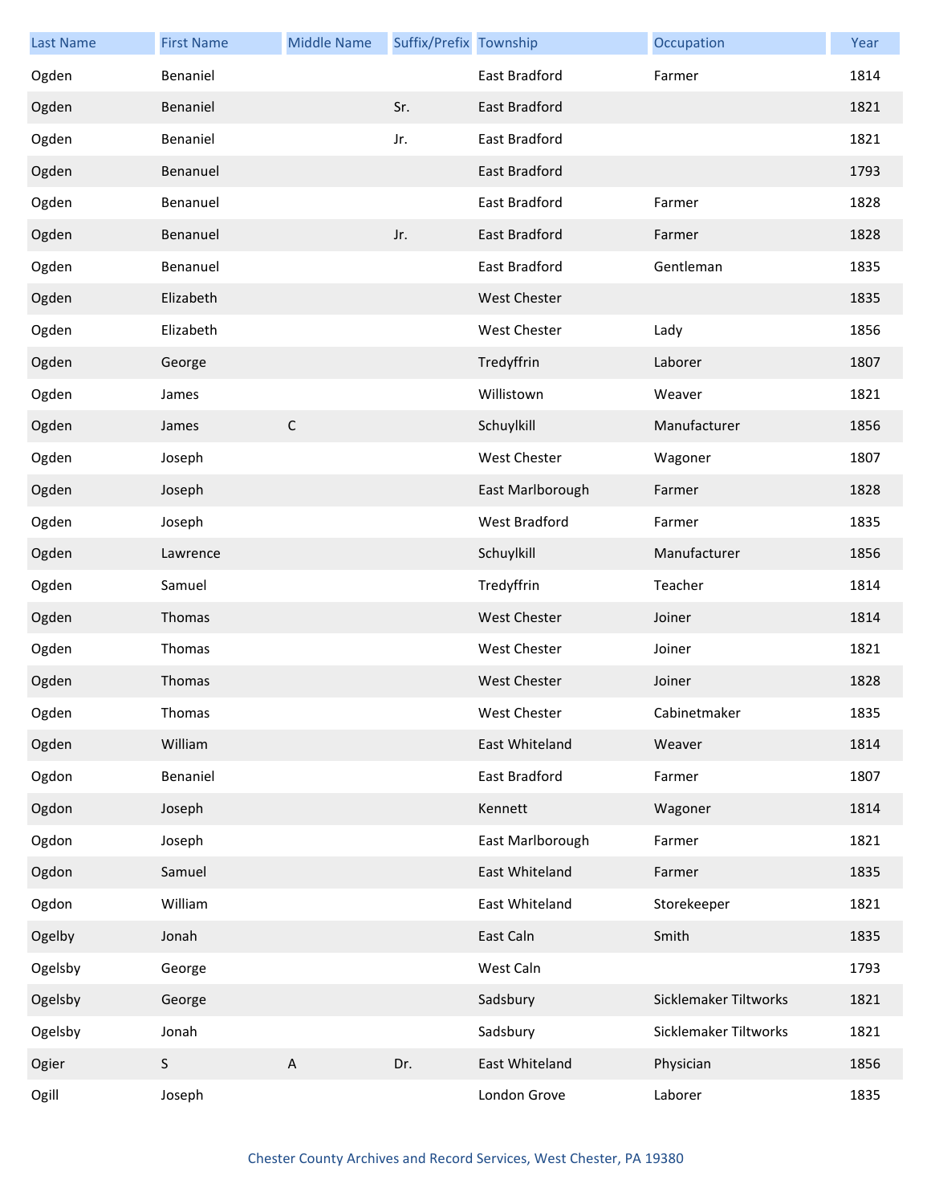| Last Name | First Name | Middle Name | Suffix/Prefix | Township | Occupation | Year |
|---|---|---|---|---|---|---|
| Ogden | Benaniel | | | East Bradford | Farmer | 1814 |
| Ogden | Benaniel | | Sr. | East Bradford | | 1821 |
| Ogden | Benaniel | | Jr. | East Bradford | | 1821 |
| Ogden | Benanuel | | | East Bradford | | 1793 |
| Ogden | Benanuel | | | East Bradford | Farmer | 1828 |
| Ogden | Benanuel | | Jr. | East Bradford | Farmer | 1828 |
| Ogden | Benanuel | | | East Bradford | Gentleman | 1835 |
| Ogden | Elizabeth | | | West Chester | | 1835 |
| Ogden | Elizabeth | | | West Chester | Lady | 1856 |
| Ogden | George | | | Tredyffrin | Laborer | 1807 |
| Ogden | James | | | Willistown | Weaver | 1821 |
| Ogden | James | C | | Schuylkill | Manufacturer | 1856 |
| Ogden | Joseph | | | West Chester | Wagoner | 1807 |
| Ogden | Joseph | | | East Marlborough | Farmer | 1828 |
| Ogden | Joseph | | | West Bradford | Farmer | 1835 |
| Ogden | Lawrence | | | Schuylkill | Manufacturer | 1856 |
| Ogden | Samuel | | | Tredyffrin | Teacher | 1814 |
| Ogden | Thomas | | | West Chester | Joiner | 1814 |
| Ogden | Thomas | | | West Chester | Joiner | 1821 |
| Ogden | Thomas | | | West Chester | Joiner | 1828 |
| Ogden | Thomas | | | West Chester | Cabinetmaker | 1835 |
| Ogden | William | | | East Whiteland | Weaver | 1814 |
| Ogdon | Benaniel | | | East Bradford | Farmer | 1807 |
| Ogdon | Joseph | | | Kennett | Wagoner | 1814 |
| Ogdon | Joseph | | | East Marlborough | Farmer | 1821 |
| Ogdon | Samuel | | | East Whiteland | Farmer | 1835 |
| Ogdon | William | | | East Whiteland | Storekeeper | 1821 |
| Ogelby | Jonah | | | East Caln | Smith | 1835 |
| Ogelsby | George | | | West Caln | | 1793 |
| Ogelsby | George | | | Sadsbury | Sicklemaker Tiltworks | 1821 |
| Ogelsby | Jonah | | | Sadsbury | Sicklemaker Tiltworks | 1821 |
| Ogier | S | A | Dr. | East Whiteland | Physician | 1856 |
| Ogill | Joseph | | | London Grove | Laborer | 1835 |

Chester County Archives and Record Services, West Chester, PA 19380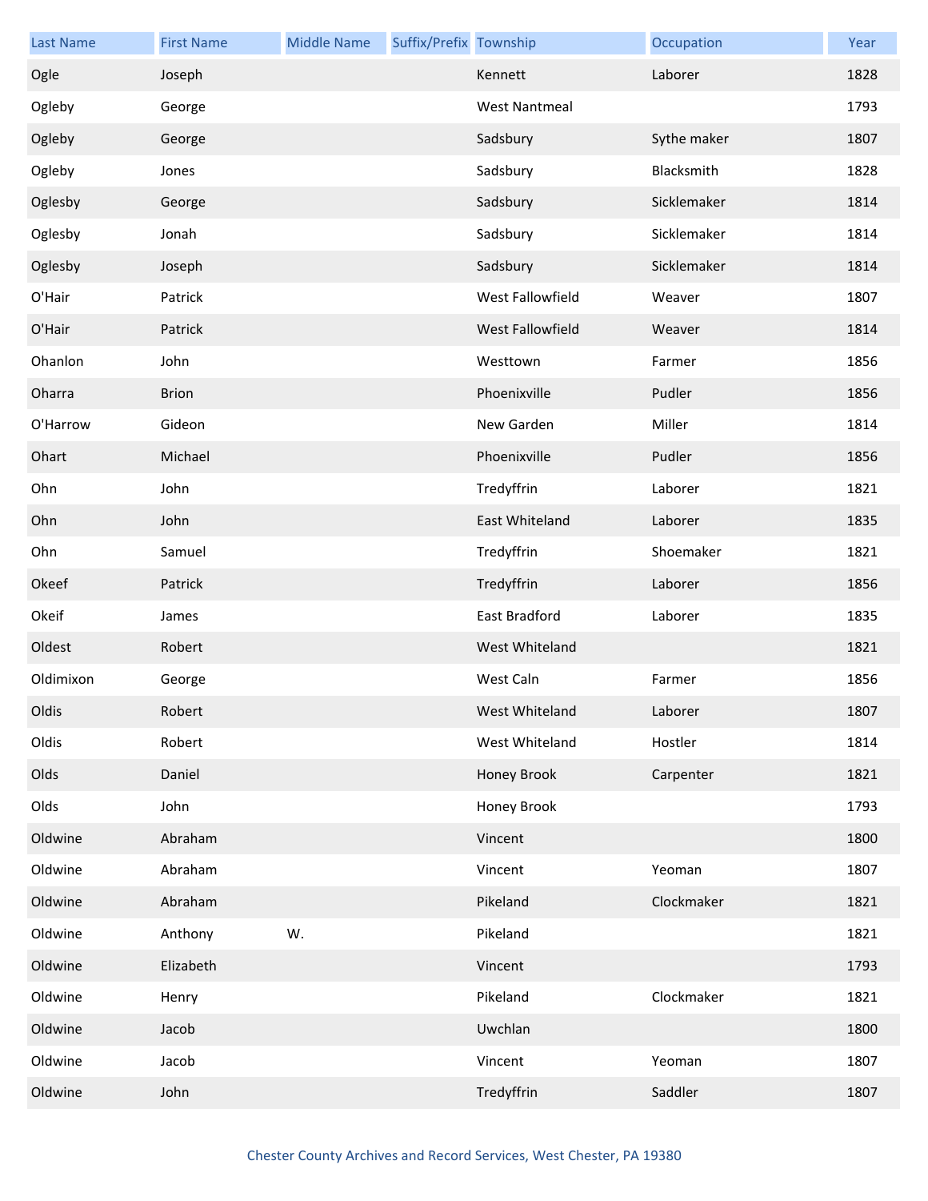| Last Name | First Name | Middle Name | Suffix/Prefix | Township | Occupation | Year |
|---|---|---|---|---|---|---|
| Ogle | Joseph | | | Kennett | Laborer | 1828 |
| Ogleby | George | | | West Nantmeal | | 1793 |
| Ogleby | George | | | Sadsbury | Sythe maker | 1807 |
| Ogleby | Jones | | | Sadsbury | Blacksmith | 1828 |
| Oglesby | George | | | Sadsbury | Sicklemaker | 1814 |
| Oglesby | Jonah | | | Sadsbury | Sicklemaker | 1814 |
| Oglesby | Joseph | | | Sadsbury | Sicklemaker | 1814 |
| O'Hair | Patrick | | | West Fallowfield | Weaver | 1807 |
| O'Hair | Patrick | | | West Fallowfield | Weaver | 1814 |
| Ohanlon | John | | | Westtown | Farmer | 1856 |
| Oharra | Brion | | | Phoenixville | Pudler | 1856 |
| O'Harrow | Gideon | | | New Garden | Miller | 1814 |
| Ohart | Michael | | | Phoenixville | Pudler | 1856 |
| Ohn | John | | | Tredyffrin | Laborer | 1821 |
| Ohn | John | | | East Whiteland | Laborer | 1835 |
| Ohn | Samuel | | | Tredyffrin | Shoemaker | 1821 |
| Okeef | Patrick | | | Tredyffrin | Laborer | 1856 |
| Okeif | James | | | East Bradford | Laborer | 1835 |
| Oldest | Robert | | | West Whiteland | | 1821 |
| Oldimixon | George | | | West Caln | Farmer | 1856 |
| Oldis | Robert | | | West Whiteland | Laborer | 1807 |
| Oldis | Robert | | | West Whiteland | Hostler | 1814 |
| Olds | Daniel | | | Honey Brook | Carpenter | 1821 |
| Olds | John | | | Honey Brook | | 1793 |
| Oldwine | Abraham | | | Vincent | | 1800 |
| Oldwine | Abraham | | | Vincent | Yeoman | 1807 |
| Oldwine | Abraham | | | Pikeland | Clockmaker | 1821 |
| Oldwine | Anthony | W. | | Pikeland | | 1821 |
| Oldwine | Elizabeth | | | Vincent | | 1793 |
| Oldwine | Henry | | | Pikeland | Clockmaker | 1821 |
| Oldwine | Jacob | | | Uwchlan | | 1800 |
| Oldwine | Jacob | | | Vincent | Yeoman | 1807 |
| Oldwine | John | | | Tredyffrin | Saddler | 1807 |

Chester County Archives and Record Services, West Chester, PA 19380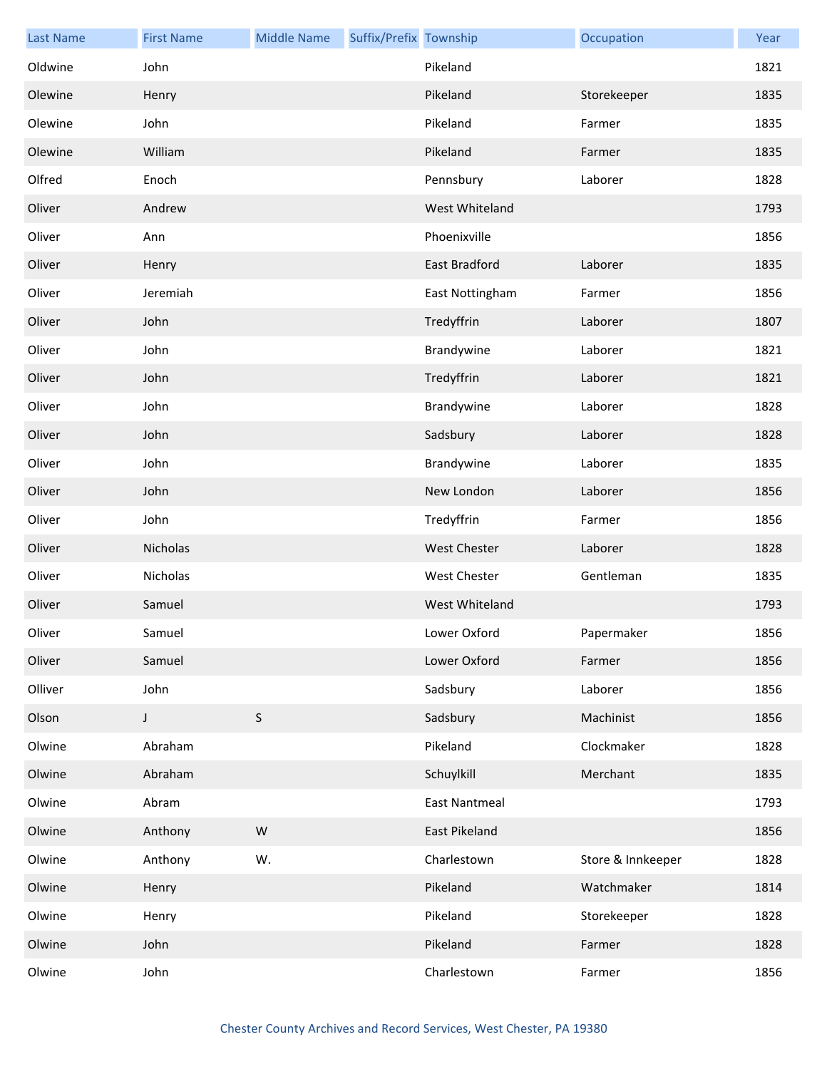| Last Name | First Name | Middle Name | Suffix/Prefix | Township | Occupation | Year |
|---|---|---|---|---|---|---|
| Oldwine | John | | | Pikeland | | 1821 |
| Olewine | Henry | | | Pikeland | Storekeeper | 1835 |
| Olewine | John | | | Pikeland | Farmer | 1835 |
| Olewine | William | | | Pikeland | Farmer | 1835 |
| Olfred | Enoch | | | Pennsbury | Laborer | 1828 |
| Oliver | Andrew | | | West Whiteland | | 1793 |
| Oliver | Ann | | | Phoenixville | | 1856 |
| Oliver | Henry | | | East Bradford | Laborer | 1835 |
| Oliver | Jeremiah | | | East Nottingham | Farmer | 1856 |
| Oliver | John | | | Tredyffrin | Laborer | 1807 |
| Oliver | John | | | Brandywine | Laborer | 1821 |
| Oliver | John | | | Tredyffrin | Laborer | 1821 |
| Oliver | John | | | Brandywine | Laborer | 1828 |
| Oliver | John | | | Sadsbury | Laborer | 1828 |
| Oliver | John | | | Brandywine | Laborer | 1835 |
| Oliver | John | | | New London | Laborer | 1856 |
| Oliver | John | | | Tredyffrin | Farmer | 1856 |
| Oliver | Nicholas | | | West Chester | Laborer | 1828 |
| Oliver | Nicholas | | | West Chester | Gentleman | 1835 |
| Oliver | Samuel | | | West Whiteland | | 1793 |
| Oliver | Samuel | | | Lower Oxford | Papermaker | 1856 |
| Oliver | Samuel | | | Lower Oxford | Farmer | 1856 |
| Olliver | John | | | Sadsbury | Laborer | 1856 |
| Olson | J | S | | Sadsbury | Machinist | 1856 |
| Olwine | Abraham | | | Pikeland | Clockmaker | 1828 |
| Olwine | Abraham | | | Schuylkill | Merchant | 1835 |
| Olwine | Abram | | | East Nantmeal | | 1793 |
| Olwine | Anthony | W | | East Pikeland | | 1856 |
| Olwine | Anthony | W. | | Charlestown | Store & Innkeeper | 1828 |
| Olwine | Henry | | | Pikeland | Watchmaker | 1814 |
| Olwine | Henry | | | Pikeland | Storekeeper | 1828 |
| Olwine | John | | | Pikeland | Farmer | 1828 |
| Olwine | John | | | Charlestown | Farmer | 1856 |

Chester County Archives and Record Services, West Chester, PA 19380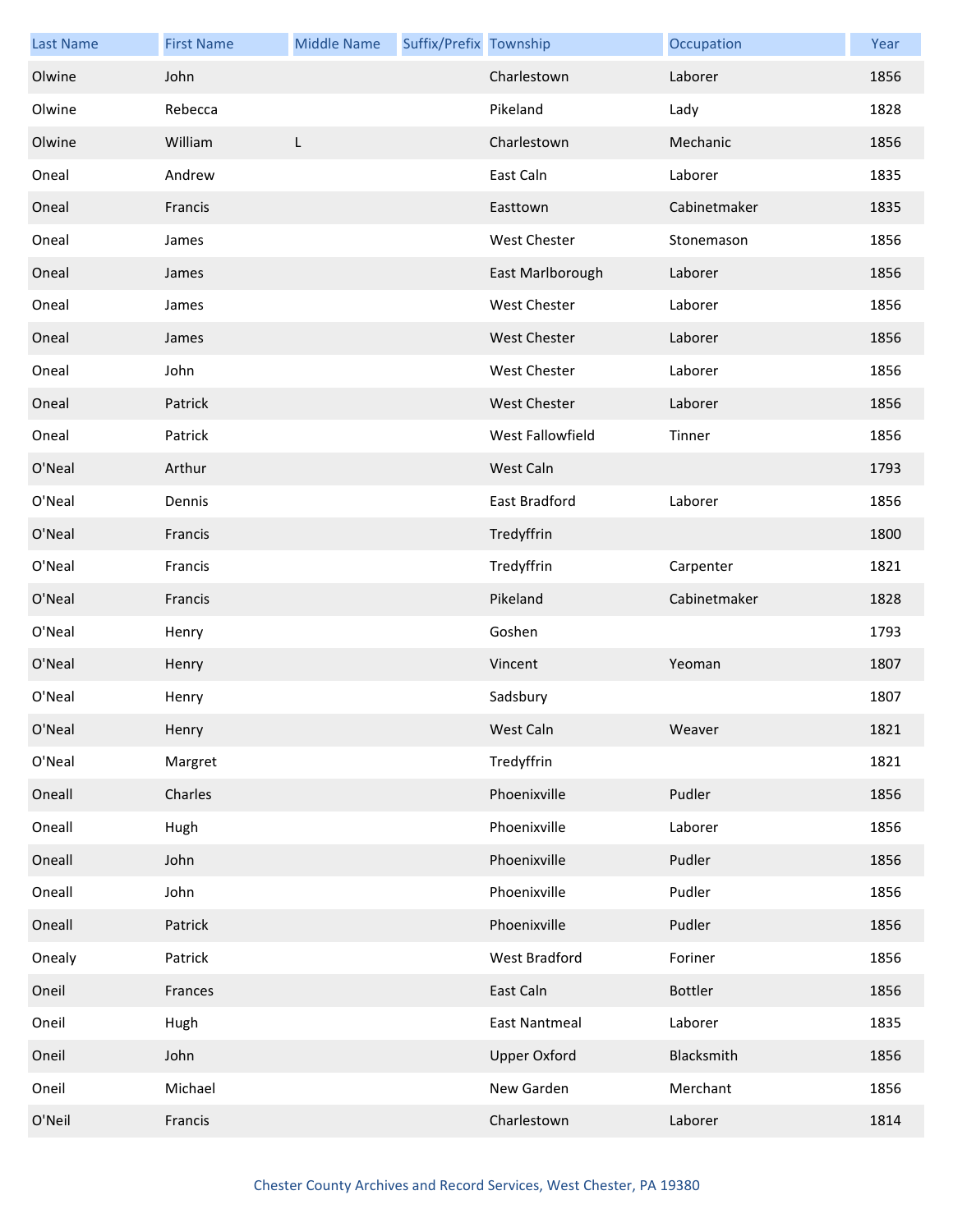| Last Name | First Name | Middle Name | Suffix/Prefix | Township | Occupation | Year |
| --- | --- | --- | --- | --- | --- | --- |
| Olwine | John | | | Charlestown | Laborer | 1856 |
| Olwine | Rebecca | | | Pikeland | Lady | 1828 |
| Olwine | William | L | | Charlestown | Mechanic | 1856 |
| Oneal | Andrew | | | East Caln | Laborer | 1835 |
| Oneal | Francis | | | Easttown | Cabinetmaker | 1835 |
| Oneal | James | | | West Chester | Stonemason | 1856 |
| Oneal | James | | | East Marlborough | Laborer | 1856 |
| Oneal | James | | | West Chester | Laborer | 1856 |
| Oneal | James | | | West Chester | Laborer | 1856 |
| Oneal | John | | | West Chester | Laborer | 1856 |
| Oneal | Patrick | | | West Chester | Laborer | 1856 |
| Oneal | Patrick | | | West Fallowfield | Tinner | 1856 |
| O'Neal | Arthur | | | West Caln | | 1793 |
| O'Neal | Dennis | | | East Bradford | Laborer | 1856 |
| O'Neal | Francis | | | Tredyffrin | | 1800 |
| O'Neal | Francis | | | Tredyffrin | Carpenter | 1821 |
| O'Neal | Francis | | | Pikeland | Cabinetmaker | 1828 |
| O'Neal | Henry | | | Goshen | | 1793 |
| O'Neal | Henry | | | Vincent | Yeoman | 1807 |
| O'Neal | Henry | | | Sadsbury | | 1807 |
| O'Neal | Henry | | | West Caln | Weaver | 1821 |
| O'Neal | Margret | | | Tredyffrin | | 1821 |
| Oneall | Charles | | | Phoenixville | Pudler | 1856 |
| Oneall | Hugh | | | Phoenixville | Laborer | 1856 |
| Oneall | John | | | Phoenixville | Pudler | 1856 |
| Oneall | John | | | Phoenixville | Pudler | 1856 |
| Oneall | Patrick | | | Phoenixville | Pudler | 1856 |
| Onealy | Patrick | | | West Bradford | Foriner | 1856 |
| Oneil | Frances | | | East Caln | Bottler | 1856 |
| Oneil | Hugh | | | East Nantmeal | Laborer | 1835 |
| Oneil | John | | | Upper Oxford | Blacksmith | 1856 |
| Oneil | Michael | | | New Garden | Merchant | 1856 |
| O'Neil | Francis | | | Charlestown | Laborer | 1814 |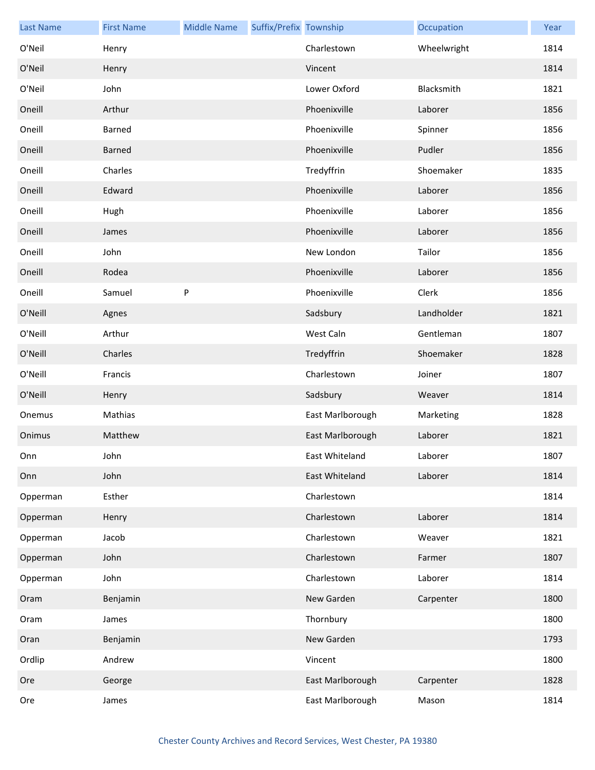| Last Name | First Name | Middle Name | Suffix/Prefix | Township | Occupation | Year |
|---|---|---|---|---|---|---|
| O'Neil | Henry | | | Charlestown | Wheelwright | 1814 |
| O'Neil | Henry | | | Vincent | | 1814 |
| O'Neil | John | | | Lower Oxford | Blacksmith | 1821 |
| Oneill | Arthur | | | Phoenixville | Laborer | 1856 |
| Oneill | Barned | | | Phoenixville | Spinner | 1856 |
| Oneill | Barned | | | Phoenixville | Pudler | 1856 |
| Oneill | Charles | | | Tredyffrin | Shoemaker | 1835 |
| Oneill | Edward | | | Phoenixville | Laborer | 1856 |
| Oneill | Hugh | | | Phoenixville | Laborer | 1856 |
| Oneill | James | | | Phoenixville | Laborer | 1856 |
| Oneill | John | | | New London | Tailor | 1856 |
| Oneill | Rodea | | | Phoenixville | Laborer | 1856 |
| Oneill | Samuel | P | | Phoenixville | Clerk | 1856 |
| O'Neill | Agnes | | | Sadsbury | Landholder | 1821 |
| O'Neill | Arthur | | | West Caln | Gentleman | 1807 |
| O'Neill | Charles | | | Tredyffrin | Shoemaker | 1828 |
| O'Neill | Francis | | | Charlestown | Joiner | 1807 |
| O'Neill | Henry | | | Sadsbury | Weaver | 1814 |
| Onemus | Mathias | | | East Marlborough | Marketing | 1828 |
| Onimus | Matthew | | | East Marlborough | Laborer | 1821 |
| Onn | John | | | East Whiteland | Laborer | 1807 |
| Onn | John | | | East Whiteland | Laborer | 1814 |
| Opperman | Esther | | | Charlestown | | 1814 |
| Opperman | Henry | | | Charlestown | Laborer | 1814 |
| Opperman | Jacob | | | Charlestown | Weaver | 1821 |
| Opperman | John | | | Charlestown | Farmer | 1807 |
| Opperman | John | | | Charlestown | Laborer | 1814 |
| Oram | Benjamin | | | New Garden | Carpenter | 1800 |
| Oram | James | | | Thornbury | | 1800 |
| Oran | Benjamin | | | New Garden | | 1793 |
| Ordlip | Andrew | | | Vincent | | 1800 |
| Ore | George | | | East Marlborough | Carpenter | 1828 |
| Ore | James | | | East Marlborough | Mason | 1814 |

Chester County Archives and Record Services, West Chester, PA 19380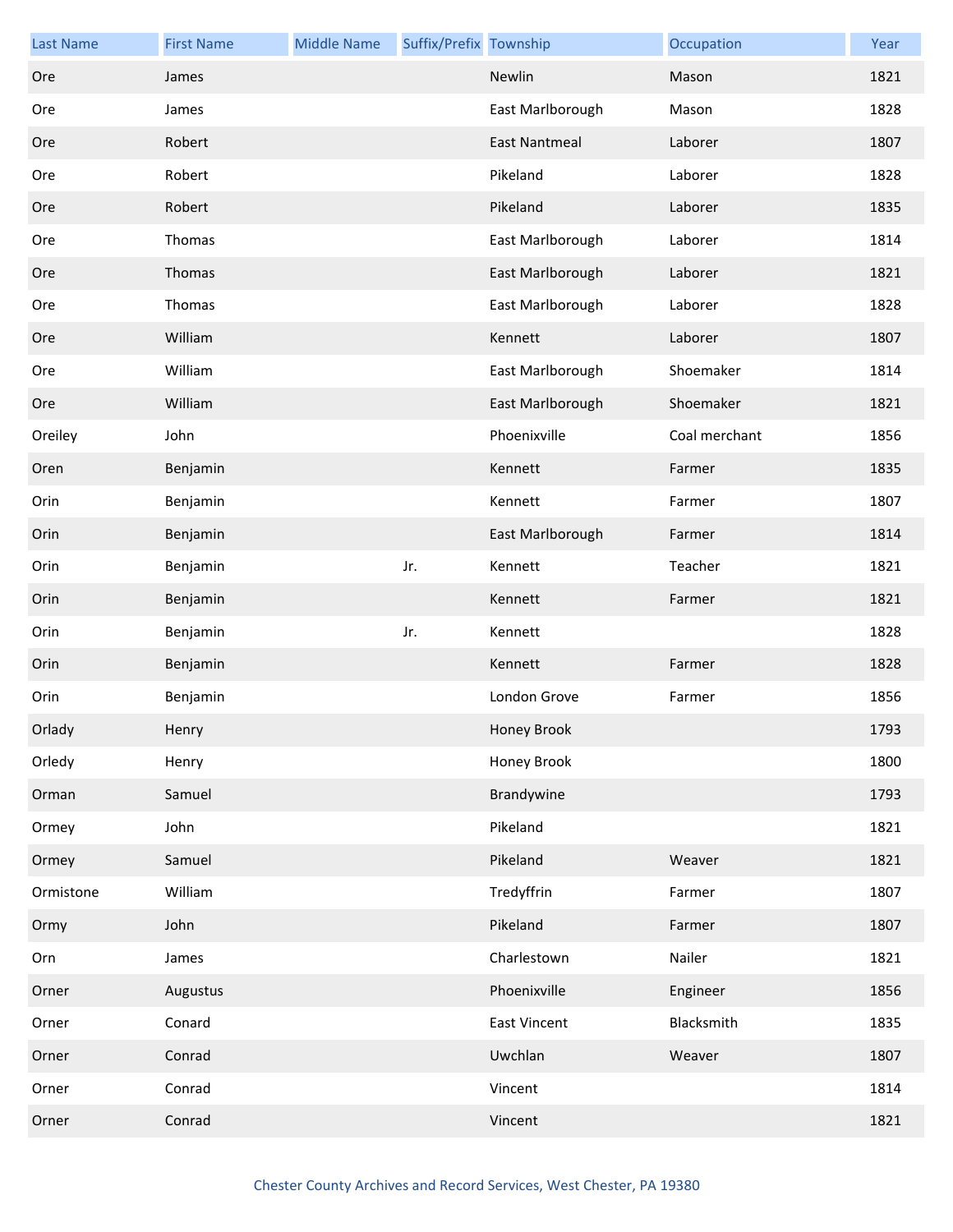| Last Name | First Name | Middle Name | Suffix/Prefix | Township | Occupation | Year |
|---|---|---|---|---|---|---|
| Ore | James | | | Newlin | Mason | 1821 |
| Ore | James | | | East Marlborough | Mason | 1828 |
| Ore | Robert | | | East Nantmeal | Laborer | 1807 |
| Ore | Robert | | | Pikeland | Laborer | 1828 |
| Ore | Robert | | | Pikeland | Laborer | 1835 |
| Ore | Thomas | | | East Marlborough | Laborer | 1814 |
| Ore | Thomas | | | East Marlborough | Laborer | 1821 |
| Ore | Thomas | | | East Marlborough | Laborer | 1828 |
| Ore | William | | | Kennett | Laborer | 1807 |
| Ore | William | | | East Marlborough | Shoemaker | 1814 |
| Ore | William | | | East Marlborough | Shoemaker | 1821 |
| Oreiley | John | | | Phoenixville | Coal merchant | 1856 |
| Oren | Benjamin | | | Kennett | Farmer | 1835 |
| Orin | Benjamin | | | Kennett | Farmer | 1807 |
| Orin | Benjamin | | | East Marlborough | Farmer | 1814 |
| Orin | Benjamin | | Jr. | Kennett | Teacher | 1821 |
| Orin | Benjamin | | | Kennett | Farmer | 1821 |
| Orin | Benjamin | | Jr. | Kennett | | 1828 |
| Orin | Benjamin | | | Kennett | Farmer | 1828 |
| Orin | Benjamin | | | London Grove | Farmer | 1856 |
| Orlady | Henry | | | Honey Brook | | 1793 |
| Orledy | Henry | | | Honey Brook | | 1800 |
| Orman | Samuel | | | Brandywine | | 1793 |
| Ormey | John | | | Pikeland | | 1821 |
| Ormey | Samuel | | | Pikeland | Weaver | 1821 |
| Ormistone | William | | | Tredyffrin | Farmer | 1807 |
| Ormy | John | | | Pikeland | Farmer | 1807 |
| Orn | James | | | Charlestown | Nailer | 1821 |
| Orner | Augustus | | | Phoenixville | Engineer | 1856 |
| Orner | Conard | | | East Vincent | Blacksmith | 1835 |
| Orner | Conrad | | | Uwchlan | Weaver | 1807 |
| Orner | Conrad | | | Vincent | | 1814 |
| Orner | Conrad | | | Vincent | | 1821 |

Chester County Archives and Record Services, West Chester, PA 19380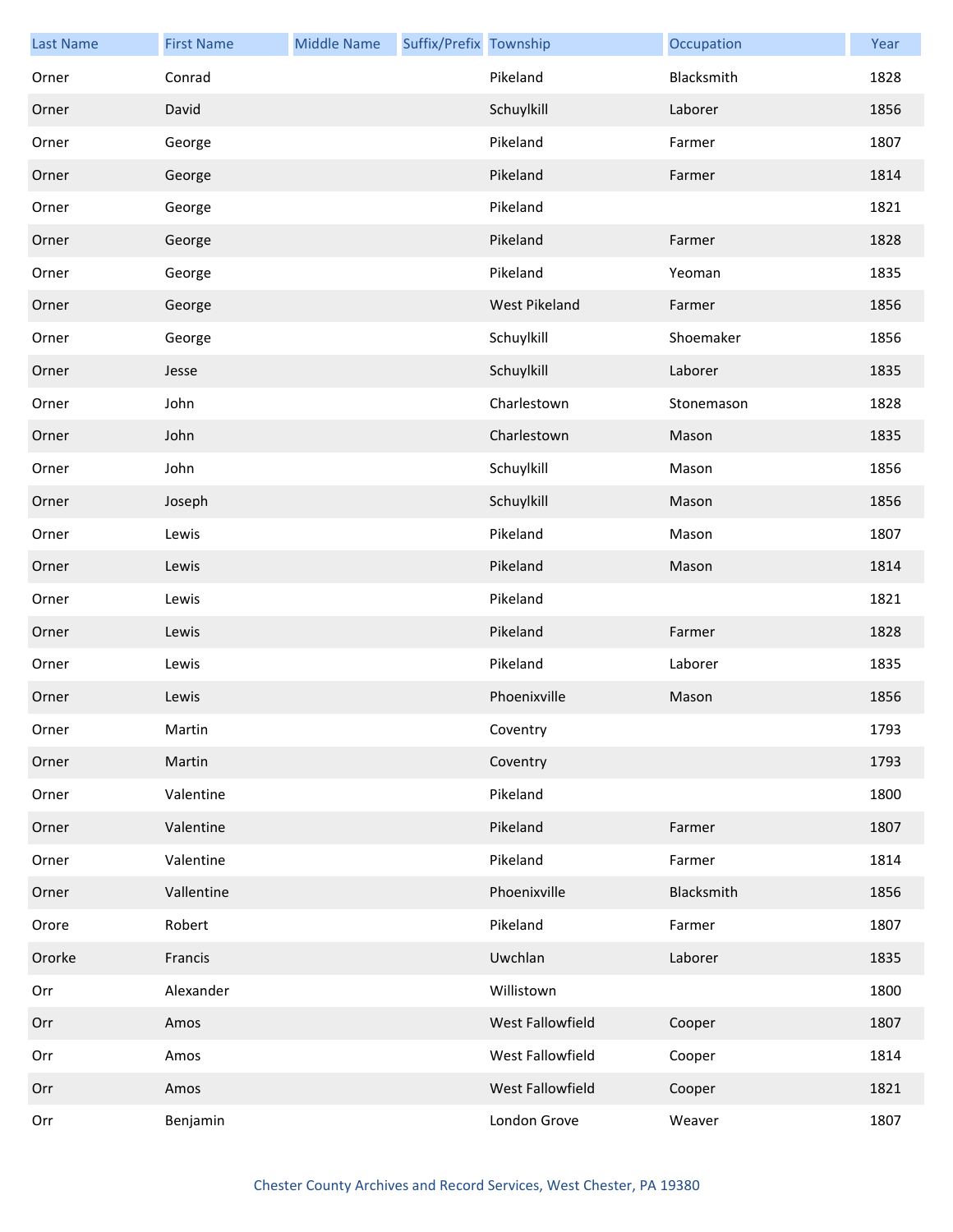| Last Name | First Name | Middle Name | Suffix/Prefix | Township | Occupation | Year |
|---|---|---|---|---|---|---|
| Orner | Conrad | | | Pikeland | Blacksmith | 1828 |
| Orner | David | | | Schuylkill | Laborer | 1856 |
| Orner | George | | | Pikeland | Farmer | 1807 |
| Orner | George | | | Pikeland | Farmer | 1814 |
| Orner | George | | | Pikeland | | 1821 |
| Orner | George | | | Pikeland | Farmer | 1828 |
| Orner | George | | | Pikeland | Yeoman | 1835 |
| Orner | George | | | West Pikeland | Farmer | 1856 |
| Orner | George | | | Schuylkill | Shoemaker | 1856 |
| Orner | Jesse | | | Schuylkill | Laborer | 1835 |
| Orner | John | | | Charlestown | Stonemason | 1828 |
| Orner | John | | | Charlestown | Mason | 1835 |
| Orner | John | | | Schuylkill | Mason | 1856 |
| Orner | Joseph | | | Schuylkill | Mason | 1856 |
| Orner | Lewis | | | Pikeland | Mason | 1807 |
| Orner | Lewis | | | Pikeland | Mason | 1814 |
| Orner | Lewis | | | Pikeland | | 1821 |
| Orner | Lewis | | | Pikeland | Farmer | 1828 |
| Orner | Lewis | | | Pikeland | Laborer | 1835 |
| Orner | Lewis | | | Phoenixville | Mason | 1856 |
| Orner | Martin | | | Coventry | | 1793 |
| Orner | Martin | | | Coventry | | 1793 |
| Orner | Valentine | | | Pikeland | | 1800 |
| Orner | Valentine | | | Pikeland | Farmer | 1807 |
| Orner | Valentine | | | Pikeland | Farmer | 1814 |
| Orner | Vallentine | | | Phoenixville | Blacksmith | 1856 |
| Orore | Robert | | | Pikeland | Farmer | 1807 |
| Ororke | Francis | | | Uwchlan | Laborer | 1835 |
| Orr | Alexander | | | Willistown | | 1800 |
| Orr | Amos | | | West Fallowfield | Cooper | 1807 |
| Orr | Amos | | | West Fallowfield | Cooper | 1814 |
| Orr | Amos | | | West Fallowfield | Cooper | 1821 |
| Orr | Benjamin | | | London Grove | Weaver | 1807 |

Chester County Archives and Record Services, West Chester, PA 19380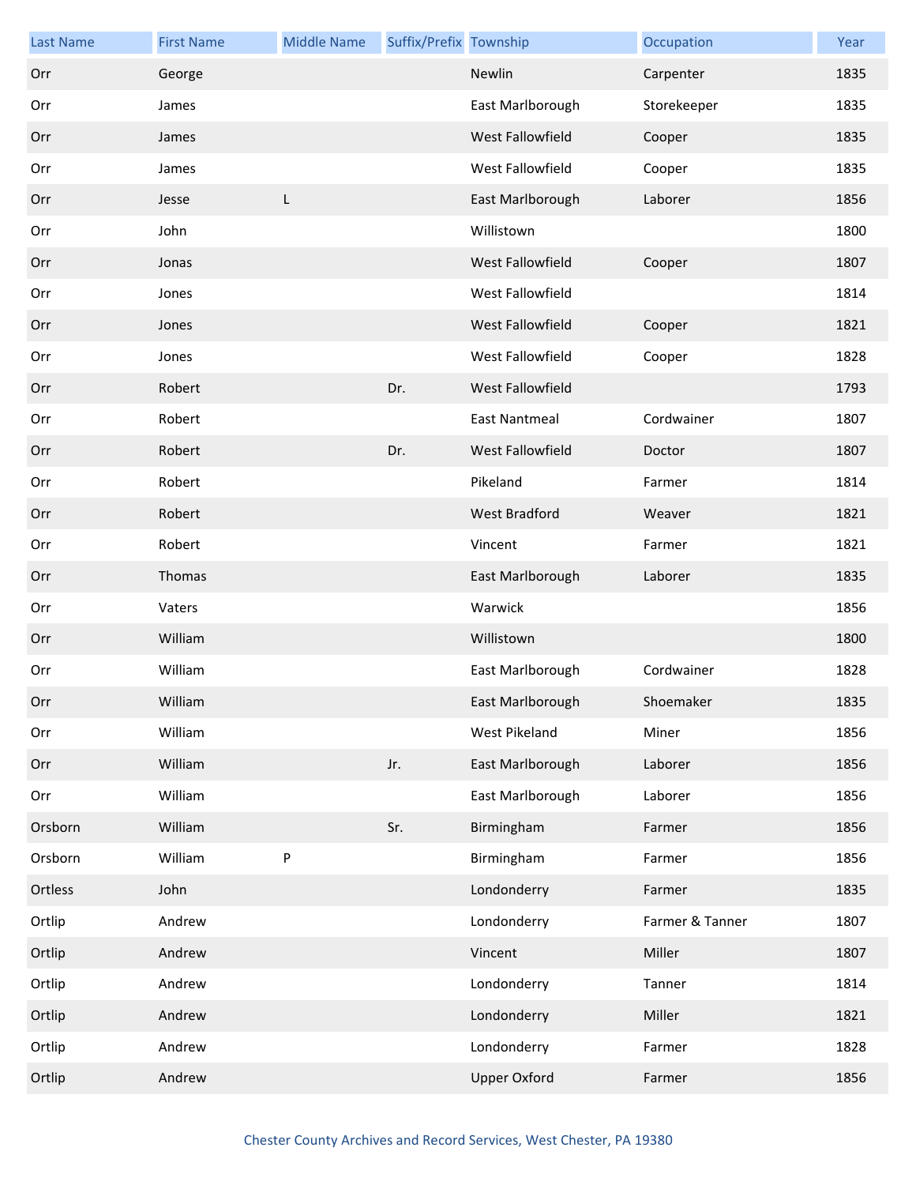| Last Name | First Name | Middle Name | Suffix/Prefix | Township | Occupation | Year |
|---|---|---|---|---|---|---|
| Orr | George | | | Newlin | Carpenter | 1835 |
| Orr | James | | | East Marlborough | Storekeeper | 1835 |
| Orr | James | | | West Fallowfield | Cooper | 1835 |
| Orr | James | | | West Fallowfield | Cooper | 1835 |
| Orr | Jesse | L | | East Marlborough | Laborer | 1856 |
| Orr | John | | | Willistown | | 1800 |
| Orr | Jonas | | | West Fallowfield | Cooper | 1807 |
| Orr | Jones | | | West Fallowfield | | 1814 |
| Orr | Jones | | | West Fallowfield | Cooper | 1821 |
| Orr | Jones | | | West Fallowfield | Cooper | 1828 |
| Orr | Robert | | Dr. | West Fallowfield | | 1793 |
| Orr | Robert | | | East Nantmeal | Cordwainer | 1807 |
| Orr | Robert | | Dr. | West Fallowfield | Doctor | 1807 |
| Orr | Robert | | | Pikeland | Farmer | 1814 |
| Orr | Robert | | | West Bradford | Weaver | 1821 |
| Orr | Robert | | | Vincent | Farmer | 1821 |
| Orr | Thomas | | | East Marlborough | Laborer | 1835 |
| Orr | Vaters | | | Warwick | | 1856 |
| Orr | William | | | Willistown | | 1800 |
| Orr | William | | | East Marlborough | Cordwainer | 1828 |
| Orr | William | | | East Marlborough | Shoemaker | 1835 |
| Orr | William | | | West Pikeland | Miner | 1856 |
| Orr | William | | Jr. | East Marlborough | Laborer | 1856 |
| Orr | William | | | East Marlborough | Laborer | 1856 |
| Orsborn | William | | Sr. | Birmingham | Farmer | 1856 |
| Orsborn | William | P | | Birmingham | Farmer | 1856 |
| Ortless | John | | | Londonderry | Farmer | 1835 |
| Ortlip | Andrew | | | Londonderry | Farmer & Tanner | 1807 |
| Ortlip | Andrew | | | Vincent | Miller | 1807 |
| Ortlip | Andrew | | | Londonderry | Tanner | 1814 |
| Ortlip | Andrew | | | Londonderry | Miller | 1821 |
| Ortlip | Andrew | | | Londonderry | Farmer | 1828 |
| Ortlip | Andrew | | | Upper Oxford | Farmer | 1856 |

Chester County Archives and Record Services, West Chester, PA 19380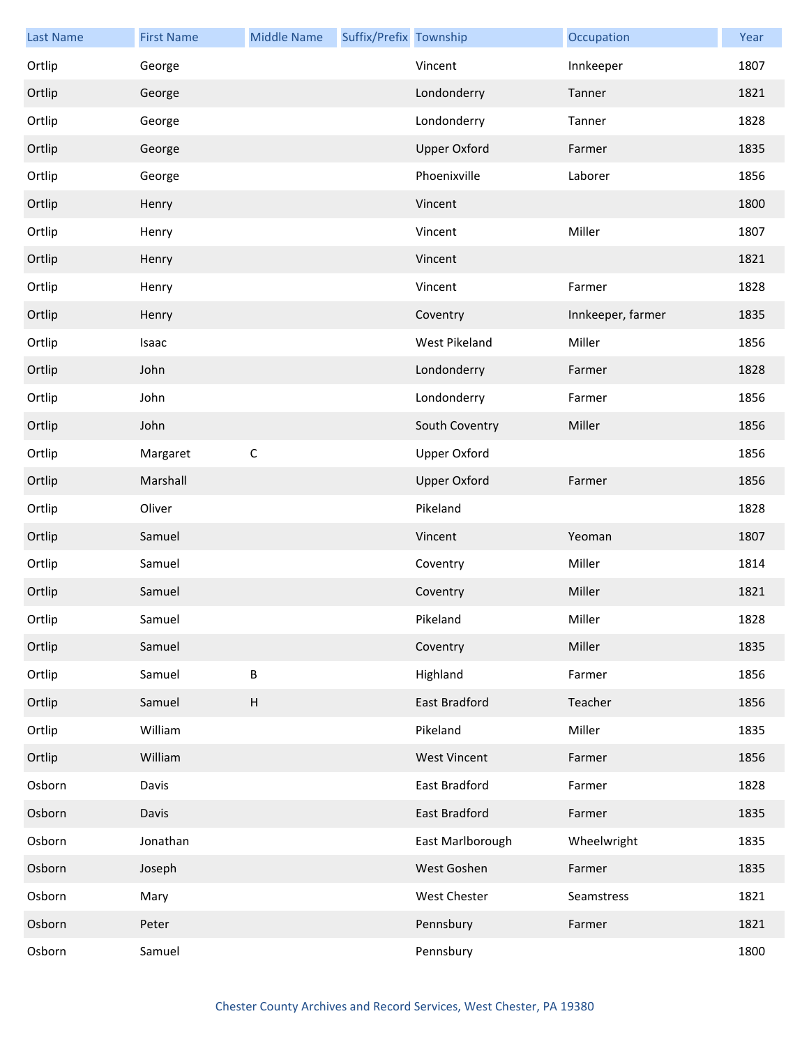| Last Name | First Name | Middle Name | Suffix/Prefix | Township | Occupation | Year |
|---|---|---|---|---|---|---|
| Ortlip | George | | | Vincent | Innkeeper | 1807 |
| Ortlip | George | | | Londonderry | Tanner | 1821 |
| Ortlip | George | | | Londonderry | Tanner | 1828 |
| Ortlip | George | | | Upper Oxford | Farmer | 1835 |
| Ortlip | George | | | Phoenixville | Laborer | 1856 |
| Ortlip | Henry | | | Vincent | | 1800 |
| Ortlip | Henry | | | Vincent | Miller | 1807 |
| Ortlip | Henry | | | Vincent | | 1821 |
| Ortlip | Henry | | | Vincent | Farmer | 1828 |
| Ortlip | Henry | | | Coventry | Innkeeper, farmer | 1835 |
| Ortlip | Isaac | | | West Pikeland | Miller | 1856 |
| Ortlip | John | | | Londonderry | Farmer | 1828 |
| Ortlip | John | | | Londonderry | Farmer | 1856 |
| Ortlip | John | | | South Coventry | Miller | 1856 |
| Ortlip | Margaret | C | | Upper Oxford | | 1856 |
| Ortlip | Marshall | | | Upper Oxford | Farmer | 1856 |
| Ortlip | Oliver | | | Pikeland | | 1828 |
| Ortlip | Samuel | | | Vincent | Yeoman | 1807 |
| Ortlip | Samuel | | | Coventry | Miller | 1814 |
| Ortlip | Samuel | | | Coventry | Miller | 1821 |
| Ortlip | Samuel | | | Pikeland | Miller | 1828 |
| Ortlip | Samuel | | | Coventry | Miller | 1835 |
| Ortlip | Samuel | B | | Highland | Farmer | 1856 |
| Ortlip | Samuel | H | | East Bradford | Teacher | 1856 |
| Ortlip | William | | | Pikeland | Miller | 1835 |
| Ortlip | William | | | West Vincent | Farmer | 1856 |
| Osborn | Davis | | | East Bradford | Farmer | 1828 |
| Osborn | Davis | | | East Bradford | Farmer | 1835 |
| Osborn | Jonathan | | | East Marlborough | Wheelwright | 1835 |
| Osborn | Joseph | | | West Goshen | Farmer | 1835 |
| Osborn | Mary | | | West Chester | Seamstress | 1821 |
| Osborn | Peter | | | Pennsbury | Farmer | 1821 |
| Osborn | Samuel | | | Pennsbury | | 1800 |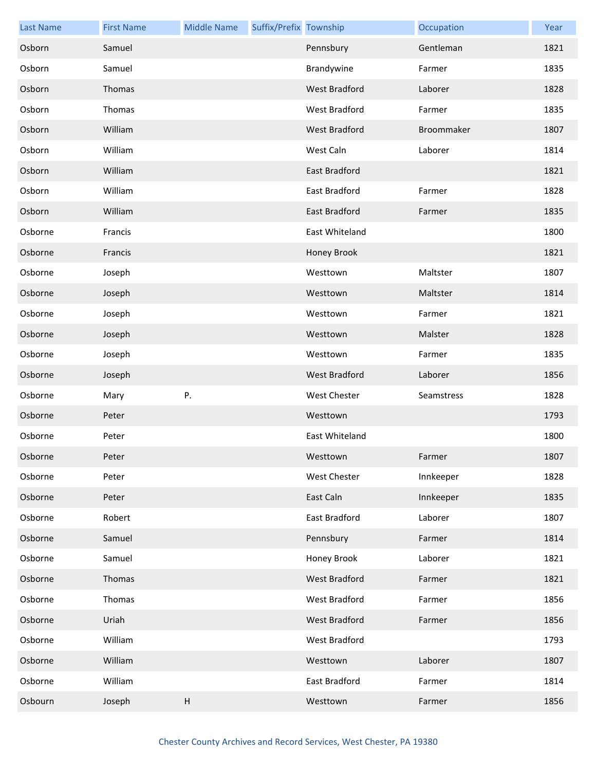| Last Name | First Name | Middle Name | Suffix/Prefix | Township | Occupation | Year |
|---|---|---|---|---|---|---|
| Osborn | Samuel | | | Pennsbury | Gentleman | 1821 |
| Osborn | Samuel | | | Brandywine | Farmer | 1835 |
| Osborn | Thomas | | | West Bradford | Laborer | 1828 |
| Osborn | Thomas | | | West Bradford | Farmer | 1835 |
| Osborn | William | | | West Bradford | Broommaker | 1807 |
| Osborn | William | | | West Caln | Laborer | 1814 |
| Osborn | William | | | East Bradford | | 1821 |
| Osborn | William | | | East Bradford | Farmer | 1828 |
| Osborn | William | | | East Bradford | Farmer | 1835 |
| Osborne | Francis | | | East Whiteland | | 1800 |
| Osborne | Francis | | | Honey Brook | | 1821 |
| Osborne | Joseph | | | Westtown | Maltster | 1807 |
| Osborne | Joseph | | | Westtown | Maltster | 1814 |
| Osborne | Joseph | | | Westtown | Farmer | 1821 |
| Osborne | Joseph | | | Westtown | Malster | 1828 |
| Osborne | Joseph | | | Westtown | Farmer | 1835 |
| Osborne | Joseph | | | West Bradford | Laborer | 1856 |
| Osborne | Mary | P. | | West Chester | Seamstress | 1828 |
| Osborne | Peter | | | Westtown | | 1793 |
| Osborne | Peter | | | East Whiteland | | 1800 |
| Osborne | Peter | | | Westtown | Farmer | 1807 |
| Osborne | Peter | | | West Chester | Innkeeper | 1828 |
| Osborne | Peter | | | East Caln | Innkeeper | 1835 |
| Osborne | Robert | | | East Bradford | Laborer | 1807 |
| Osborne | Samuel | | | Pennsbury | Farmer | 1814 |
| Osborne | Samuel | | | Honey Brook | Laborer | 1821 |
| Osborne | Thomas | | | West Bradford | Farmer | 1821 |
| Osborne | Thomas | | | West Bradford | Farmer | 1856 |
| Osborne | Uriah | | | West Bradford | Farmer | 1856 |
| Osborne | William | | | West Bradford | | 1793 |
| Osborne | William | | | Westtown | Laborer | 1807 |
| Osborne | William | | | East Bradford | Farmer | 1814 |
| Osbourn | Joseph | H | | Westtown | Farmer | 1856 |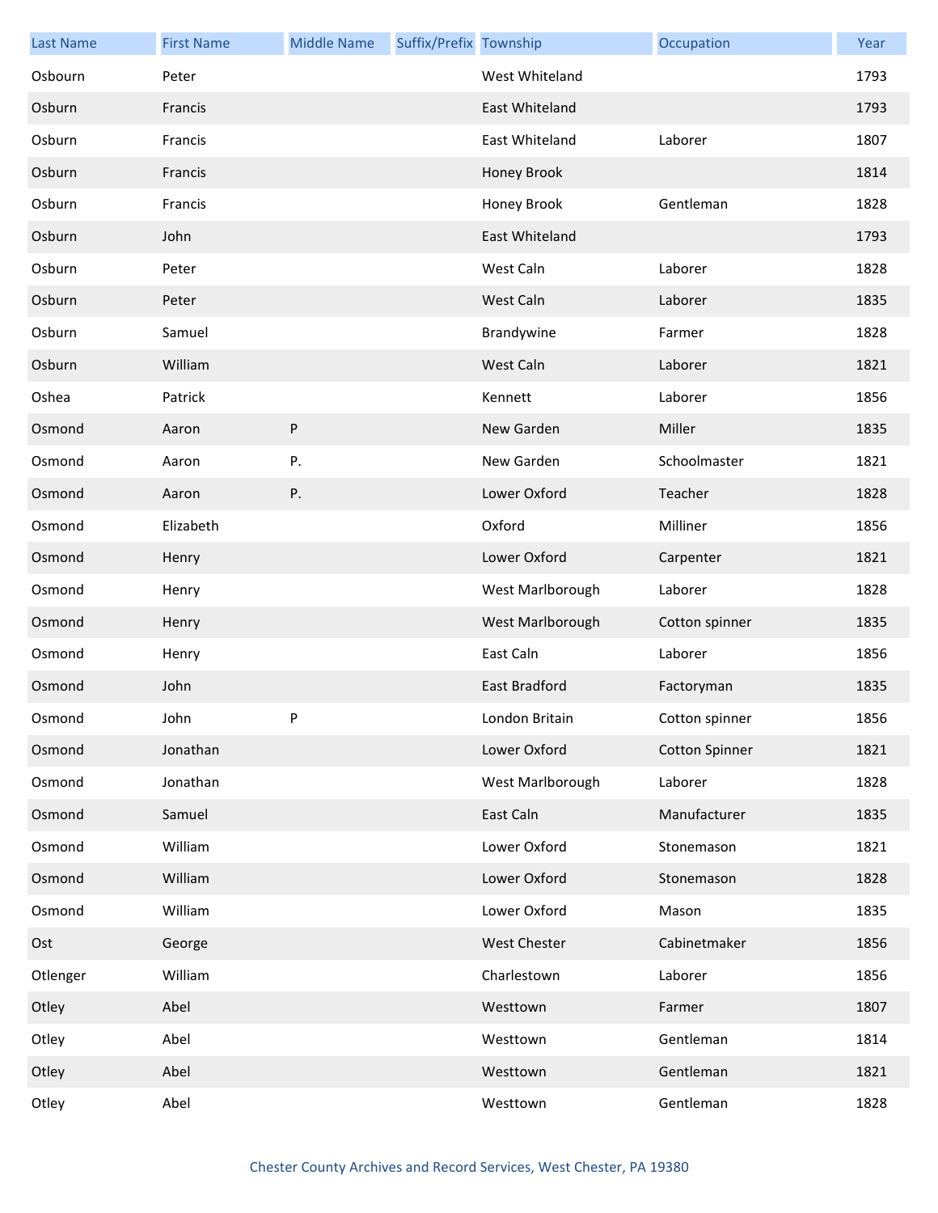| Last Name | First Name | Middle Name | Suffix/Prefix | Township | Occupation | Year |
|---|---|---|---|---|---|---|
| Osbourn | Peter | | | West Whiteland | | 1793 |
| Osburn | Francis | | | East Whiteland | | 1793 |
| Osburn | Francis | | | East Whiteland | Laborer | 1807 |
| Osburn | Francis | | | Honey Brook | | 1814 |
| Osburn | Francis | | | Honey Brook | Gentleman | 1828 |
| Osburn | John | | | East Whiteland | | 1793 |
| Osburn | Peter | | | West Caln | Laborer | 1828 |
| Osburn | Peter | | | West Caln | Laborer | 1835 |
| Osburn | Samuel | | | Brandywine | Farmer | 1828 |
| Osburn | William | | | West Caln | Laborer | 1821 |
| Oshea | Patrick | | | Kennett | Laborer | 1856 |
| Osmond | Aaron | P | | New Garden | Miller | 1835 |
| Osmond | Aaron | P. | | New Garden | Schoolmaster | 1821 |
| Osmond | Aaron | P. | | Lower Oxford | Teacher | 1828 |
| Osmond | Elizabeth | | | Oxford | Milliner | 1856 |
| Osmond | Henry | | | Lower Oxford | Carpenter | 1821 |
| Osmond | Henry | | | West Marlborough | Laborer | 1828 |
| Osmond | Henry | | | West Marlborough | Cotton spinner | 1835 |
| Osmond | Henry | | | East Caln | Laborer | 1856 |
| Osmond | John | | | East Bradford | Factoryman | 1835 |
| Osmond | John | P | | London Britain | Cotton spinner | 1856 |
| Osmond | Jonathan | | | Lower Oxford | Cotton Spinner | 1821 |
| Osmond | Jonathan | | | West Marlborough | Laborer | 1828 |
| Osmond | Samuel | | | East Caln | Manufacturer | 1835 |
| Osmond | William | | | Lower Oxford | Stonemason | 1821 |
| Osmond | William | | | Lower Oxford | Stonemason | 1828 |
| Osmond | William | | | Lower Oxford | Mason | 1835 |
| Ost | George | | | West Chester | Cabinetmaker | 1856 |
| Otlenger | William | | | Charlestown | Laborer | 1856 |
| Otley | Abel | | | Westtown | Farmer | 1807 |
| Otley | Abel | | | Westtown | Gentleman | 1814 |
| Otley | Abel | | | Westtown | Gentleman | 1821 |
| Otley | Abel | | | Westtown | Gentleman | 1828 |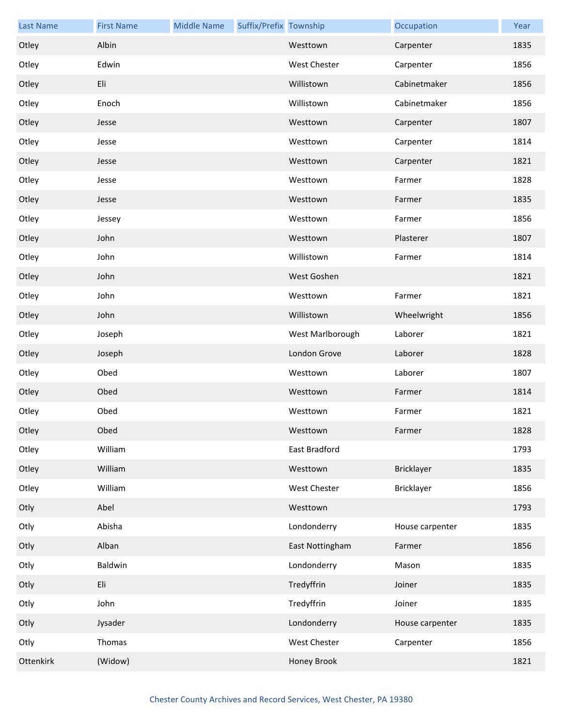| Last Name | First Name | Middle Name | Suffix/Prefix | Township | Occupation | Year |
|---|---|---|---|---|---|---|
| Otley | Albin | | | Westtown | Carpenter | 1835 |
| Otley | Edwin | | | West Chester | Carpenter | 1856 |
| Otley | Eli | | | Willistown | Cabinetmaker | 1856 |
| Otley | Enoch | | | Willistown | Cabinetmaker | 1856 |
| Otley | Jesse | | | Westtown | Carpenter | 1807 |
| Otley | Jesse | | | Westtown | Carpenter | 1814 |
| Otley | Jesse | | | Westtown | Carpenter | 1821 |
| Otley | Jesse | | | Westtown | Farmer | 1828 |
| Otley | Jesse | | | Westtown | Farmer | 1835 |
| Otley | Jessey | | | Westtown | Farmer | 1856 |
| Otley | John | | | Westtown | Plasterer | 1807 |
| Otley | John | | | Willistown | Farmer | 1814 |
| Otley | John | | | West Goshen | | 1821 |
| Otley | John | | | Westtown | Farmer | 1821 |
| Otley | John | | | Willistown | Wheelwright | 1856 |
| Otley | Joseph | | | West Marlborough | Laborer | 1821 |
| Otley | Joseph | | | London Grove | Laborer | 1828 |
| Otley | Obed | | | Westtown | Laborer | 1807 |
| Otley | Obed | | | Westtown | Farmer | 1814 |
| Otley | Obed | | | Westtown | Farmer | 1821 |
| Otley | Obed | | | Westtown | Farmer | 1828 |
| Otley | William | | | East Bradford | | 1793 |
| Otley | William | | | Westtown | Bricklayer | 1835 |
| Otley | William | | | West Chester | Bricklayer | 1856 |
| Otly | Abel | | | Westtown | | 1793 |
| Otly | Abisha | | | Londonderry | House carpenter | 1835 |
| Otly | Alban | | | East Nottingham | Farmer | 1856 |
| Otly | Baldwin | | | Londonderry | Mason | 1835 |
| Otly | Eli | | | Tredyffrin | Joiner | 1835 |
| Otly | John | | | Tredyffrin | Joiner | 1835 |
| Otly | Jysader | | | Londonderry | House carpenter | 1835 |
| Otly | Thomas | | | West Chester | Carpenter | 1856 |
| Ottenkirk | (Widow) | | | Honey Brook | | 1821 |

Chester County Archives and Record Services, West Chester, PA 19380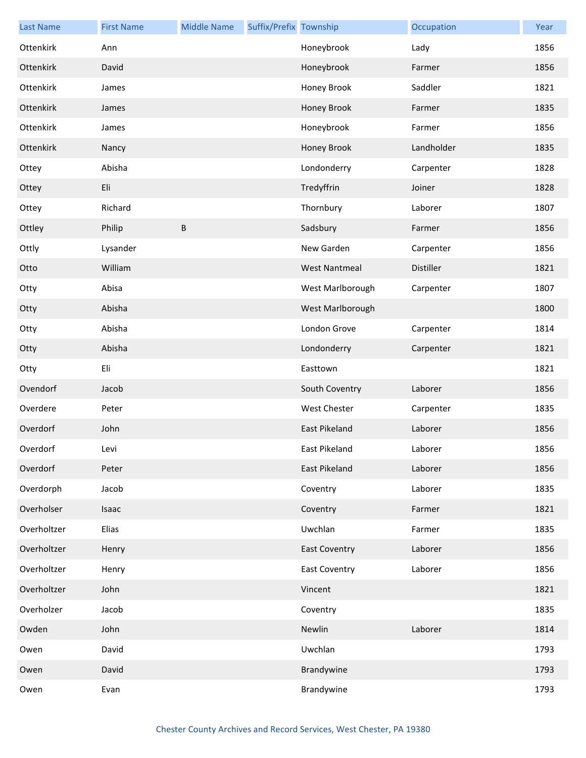| Last Name | First Name | Middle Name | Suffix/Prefix | Township | Occupation | Year |
|---|---|---|---|---|---|---|
| Ottenkirk | Ann | | | Honeybrook | Lady | 1856 |
| Ottenkirk | David | | | Honeybrook | Farmer | 1856 |
| Ottenkirk | James | | | Honey Brook | Saddler | 1821 |
| Ottenkirk | James | | | Honey Brook | Farmer | 1835 |
| Ottenkirk | James | | | Honeybrook | Farmer | 1856 |
| Ottenkirk | Nancy | | | Honey Brook | Landholder | 1835 |
| Ottey | Abisha | | | Londonderry | Carpenter | 1828 |
| Ottey | Eli | | | Tredyffrin | Joiner | 1828 |
| Ottey | Richard | | | Thornbury | Laborer | 1807 |
| Ottley | Philip | B | | Sadsbury | Farmer | 1856 |
| Ottly | Lysander | | | New Garden | Carpenter | 1856 |
| Otto | William | | | West Nantmeal | Distiller | 1821 |
| Otty | Abisa | | | West Marlborough | Carpenter | 1807 |
| Otty | Abisha | | | West Marlborough | | 1800 |
| Otty | Abisha | | | London Grove | Carpenter | 1814 |
| Otty | Abisha | | | Londonderry | Carpenter | 1821 |
| Otty | Eli | | | Easttown | | 1821 |
| Ovendorf | Jacob | | | South Coventry | Laborer | 1856 |
| Overdere | Peter | | | West Chester | Carpenter | 1835 |
| Overdorf | John | | | East Pikeland | Laborer | 1856 |
| Overdorf | Levi | | | East Pikeland | Laborer | 1856 |
| Overdorf | Peter | | | East Pikeland | Laborer | 1856 |
| Overdorph | Jacob | | | Coventry | Laborer | 1835 |
| Overholser | Isaac | | | Coventry | Farmer | 1821 |
| Overholtzer | Elias | | | Uwchlan | Farmer | 1835 |
| Overholtzer | Henry | | | East Coventry | Laborer | 1856 |
| Overholtzer | Henry | | | East Coventry | Laborer | 1856 |
| Overholtzer | John | | | Vincent | | 1821 |
| Overholzer | Jacob | | | Coventry | | 1835 |
| Owden | John | | | Newlin | Laborer | 1814 |
| Owen | David | | | Uwchlan | | 1793 |
| Owen | David | | | Brandywine | | 1793 |
| Owen | Evan | | | Brandywine | | 1793 |

Chester County Archives and Record Services, West Chester, PA 19380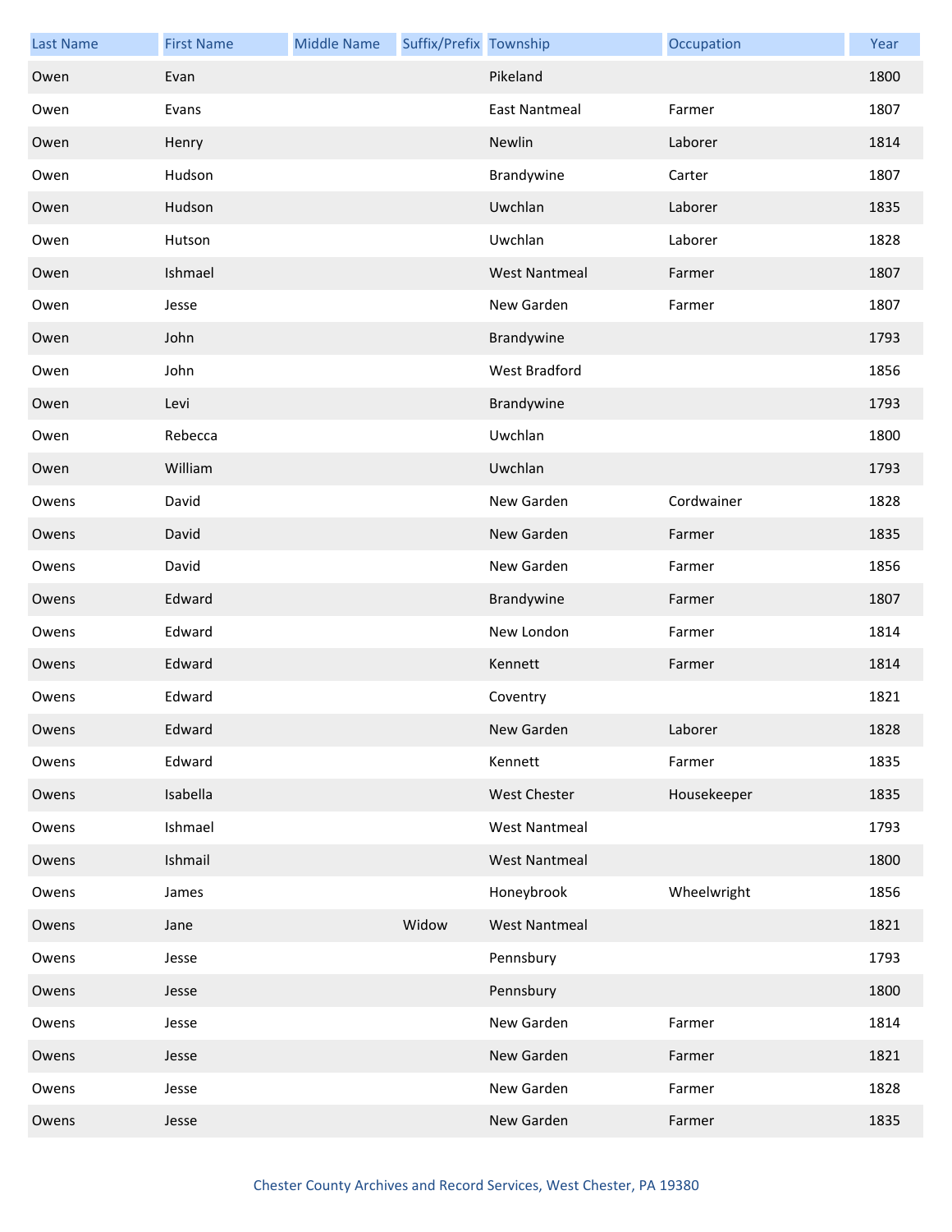| Last Name | First Name | Middle Name | Suffix/Prefix | Township | Occupation | Year |
|---|---|---|---|---|---|---|
| Owen | Evan | | | Pikeland | | 1800 |
| Owen | Evans | | | East Nantmeal | Farmer | 1807 |
| Owen | Henry | | | Newlin | Laborer | 1814 |
| Owen | Hudson | | | Brandywine | Carter | 1807 |
| Owen | Hudson | | | Uwchlan | Laborer | 1835 |
| Owen | Hutson | | | Uwchlan | Laborer | 1828 |
| Owen | Ishmael | | | West Nantmeal | Farmer | 1807 |
| Owen | Jesse | | | New Garden | Farmer | 1807 |
| Owen | John | | | Brandywine | | 1793 |
| Owen | John | | | West Bradford | | 1856 |
| Owen | Levi | | | Brandywine | | 1793 |
| Owen | Rebecca | | | Uwchlan | | 1800 |
| Owen | William | | | Uwchlan | | 1793 |
| Owens | David | | | New Garden | Cordwainer | 1828 |
| Owens | David | | | New Garden | Farmer | 1835 |
| Owens | David | | | New Garden | Farmer | 1856 |
| Owens | Edward | | | Brandywine | Farmer | 1807 |
| Owens | Edward | | | New London | Farmer | 1814 |
| Owens | Edward | | | Kennett | Farmer | 1814 |
| Owens | Edward | | | Coventry | | 1821 |
| Owens | Edward | | | New Garden | Laborer | 1828 |
| Owens | Edward | | | Kennett | Farmer | 1835 |
| Owens | Isabella | | | West Chester | Housekeeper | 1835 |
| Owens | Ishmael | | | West Nantmeal | | 1793 |
| Owens | Ishmail | | | West Nantmeal | | 1800 |
| Owens | James | | | Honeybrook | Wheelwright | 1856 |
| Owens | Jane | | Widow | West Nantmeal | | 1821 |
| Owens | Jesse | | | Pennsbury | | 1793 |
| Owens | Jesse | | | Pennsbury | | 1800 |
| Owens | Jesse | | | New Garden | Farmer | 1814 |
| Owens | Jesse | | | New Garden | Farmer | 1821 |
| Owens | Jesse | | | New Garden | Farmer | 1828 |
| Owens | Jesse | | | New Garden | Farmer | 1835 |

Chester County Archives and Record Services, West Chester, PA 19380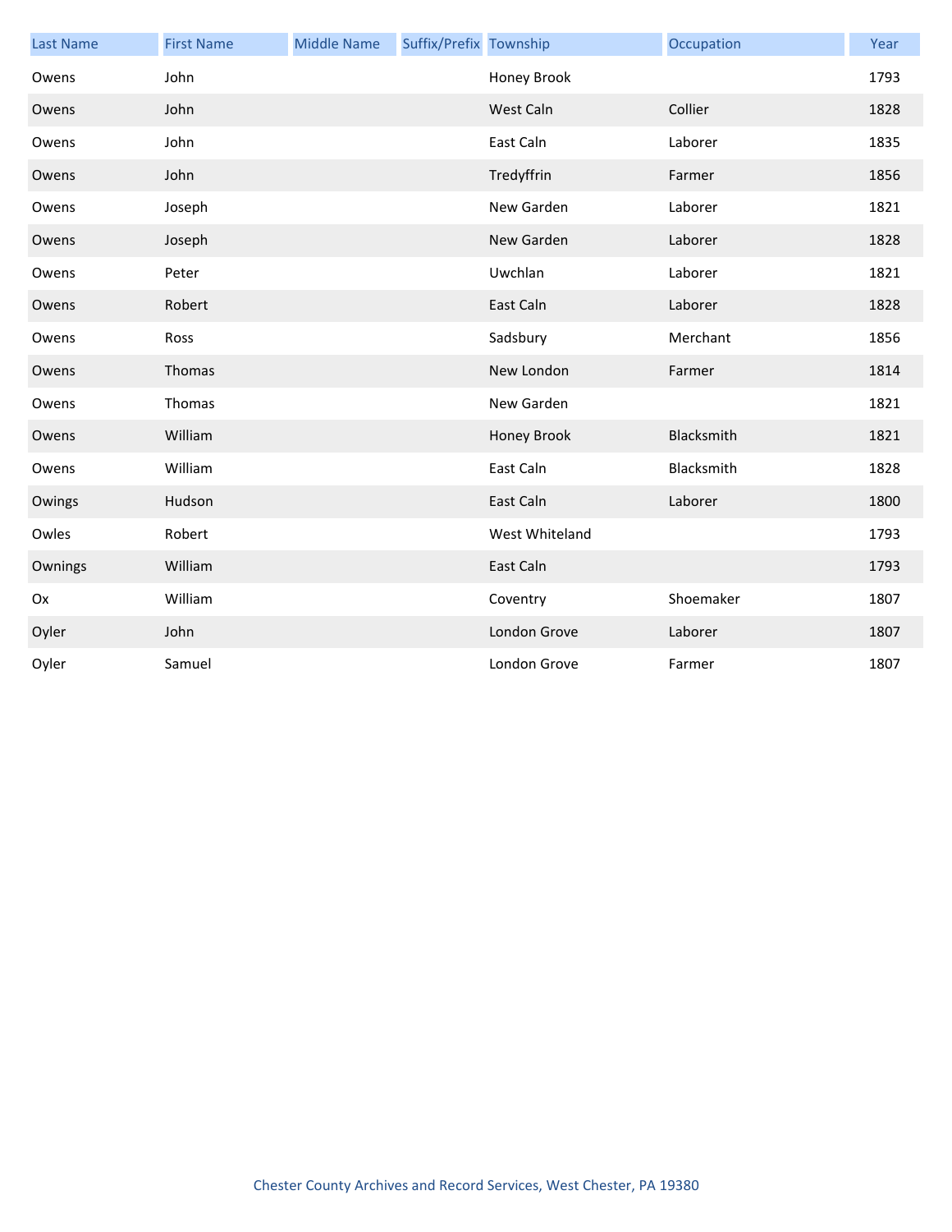| Last Name | First Name | Middle Name | Suffix/Prefix | Township | Occupation | Year |
|---|---|---|---|---|---|---|
| Owens | John | | | Honey Brook | | 1793 |
| Owens | John | | | West Caln | Collier | 1828 |
| Owens | John | | | East Caln | Laborer | 1835 |
| Owens | John | | | Tredyffrin | Farmer | 1856 |
| Owens | Joseph | | | New Garden | Laborer | 1821 |
| Owens | Joseph | | | New Garden | Laborer | 1828 |
| Owens | Peter | | | Uwchlan | Laborer | 1821 |
| Owens | Robert | | | East Caln | Laborer | 1828 |
| Owens | Ross | | | Sadsbury | Merchant | 1856 |
| Owens | Thomas | | | New London | Farmer | 1814 |
| Owens | Thomas | | | New Garden | | 1821 |
| Owens | William | | | Honey Brook | Blacksmith | 1821 |
| Owens | William | | | East Caln | Blacksmith | 1828 |
| Owings | Hudson | | | East Caln | Laborer | 1800 |
| Owles | Robert | | | West Whiteland | | 1793 |
| Ownings | William | | | East Caln | | 1793 |
| Ox | William | | | Coventry | Shoemaker | 1807 |
| Oyler | John | | | London Grove | Laborer | 1807 |
| Oyler | Samuel | | | London Grove | Farmer | 1807 |

Chester County Archives and Record Services, West Chester, PA 19380